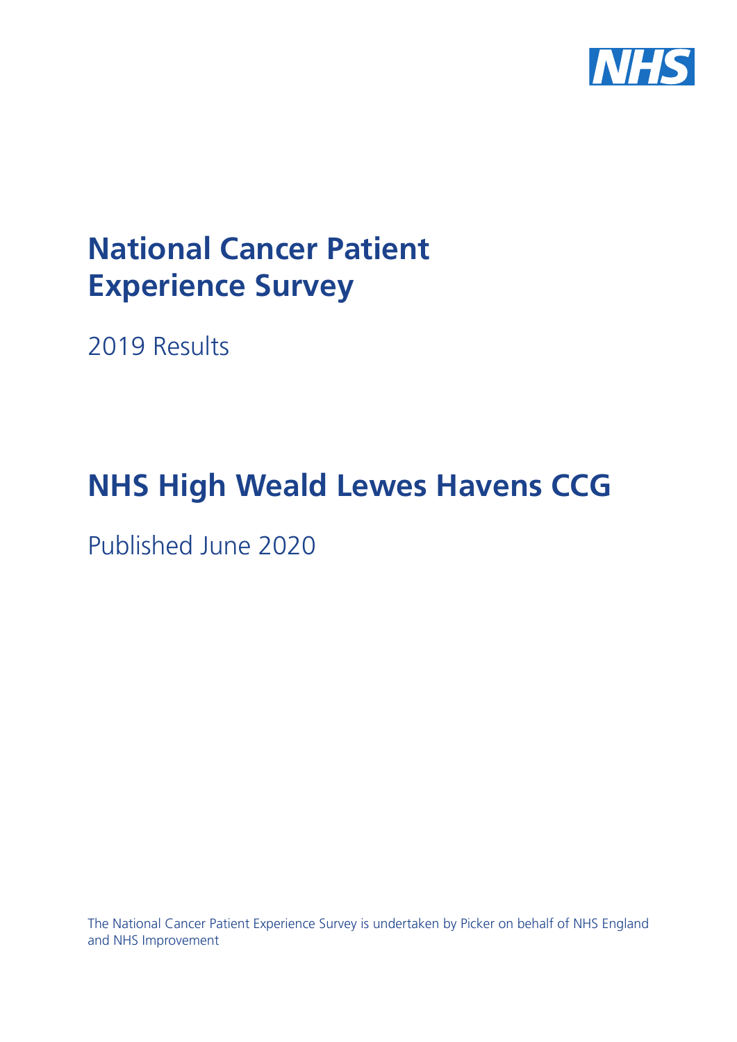# National Cancer Patient Experience Survey

2019 Results

# NHS High Weald Lewes Havens CCG

Published June 2020

The National Cancer Patient Experience Survey is undertaken by Picker on behalf of NHS England and NHS Improvement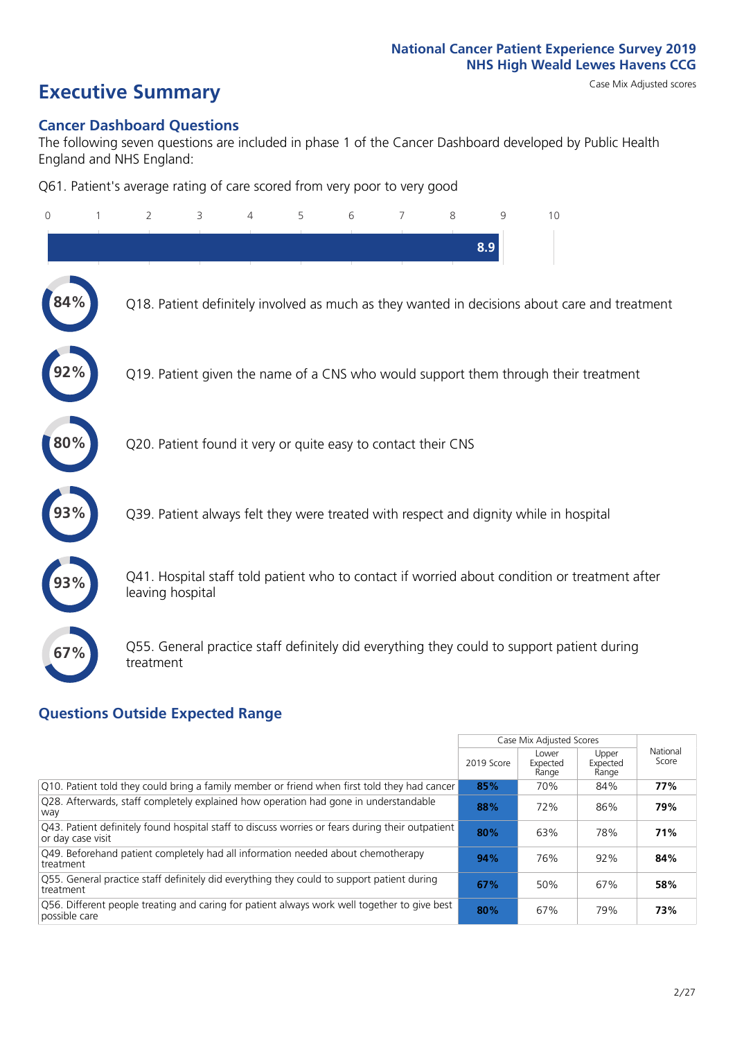National Cancer Patient Experience Survey 2019
NHS High Weald Lewes Havens CCG

# Executive Summary

Case Mix Adjusted scores

## Cancer Dashboard Questions

The following seven questions are included in phase 1 of the Cancer Dashboard developed by Public Health England and NHS England:

Q61. Patient's average rating of care scored from very poor to very good

8.9

84% Q18. Patient definitely involved as much as they wanted in decisions about care and treatment

92% Q19. Patient given the name of a CNS who would support them through their treatment

80% Q20. Patient found it very or quite easy to contact their CNS

93% Q39. Patient always felt they were treated with respect and dignity while in hospital

93% Q41. Hospital staff told patient who to contact if worried about condition or treatment after leaving hospital

67% Q55. General practice staff definitely did everything they could to support patient during treatment

## Questions Outside Expected Range

| | Case Mix Adjusted Scores | | | |
|---|---|---|---|---|
| | 2019 Score | Lower Expected Range | Upper Expected Range | National Score |
| Q10. Patient told they could bring a family member or friend when first told they had cancer | **85%** | 70% | 84% | **77%** |
| Q28. Afterwards, staff completely explained how operation had gone in understandable way | **88%** | 72% | 86% | **79%** |
| Q43. Patient definitely found hospital staff to discuss worries or fears during their outpatient or day case visit | **80%** | 63% | 78% | **71%** |
| Q49. Beforehand patient completely had all information needed about chemotherapy treatment | **94%** | 76% | 92% | **84%** |
| Q55. General practice staff definitely did everything they could to support patient during treatment | **67%** | 50% | 67% | **58%** |
| Q56. Different people treating and caring for patient always work well together to give best possible care | **80%** | 67% | 79% | **73%** |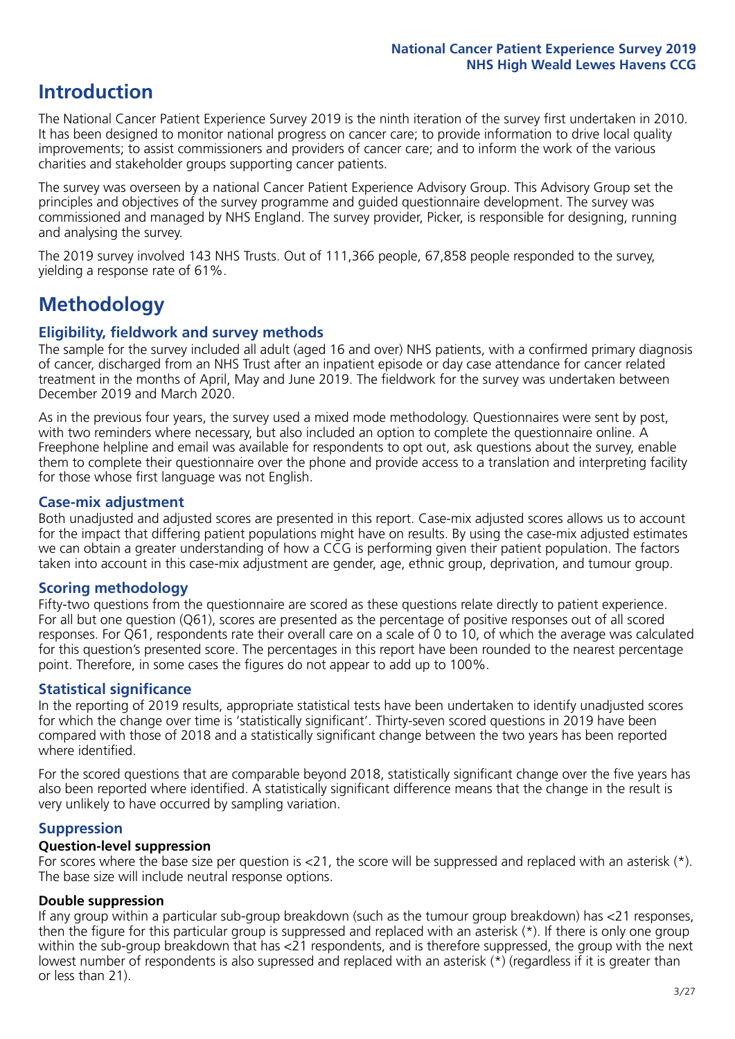# Introduction

The National Cancer Patient Experience Survey 2019 is the ninth iteration of the survey first undertaken in 2010. It has been designed to monitor national progress on cancer care; to provide information to drive local quality improvements; to assist commissioners and providers of cancer care; and to inform the work of the various charities and stakeholder groups supporting cancer patients.

The survey was overseen by a national Cancer Patient Experience Advisory Group. This Advisory Group set the principles and objectives of the survey programme and guided questionnaire development. The survey was commissioned and managed by NHS England. The survey provider, Picker, is responsible for designing, running and analysing the survey.

The 2019 survey involved 143 NHS Trusts. Out of 111,366 people, 67,858 people responded to the survey, yielding a response rate of 61%.

# Methodology

### Eligibility, fieldwork and survey methods

The sample for the survey included all adult (aged 16 and over) NHS patients, with a confirmed primary diagnosis of cancer, discharged from an NHS Trust after an inpatient episode or day case attendance for cancer related treatment in the months of April, May and June 2019. The fieldwork for the survey was undertaken between December 2019 and March 2020.

As in the previous four years, the survey used a mixed mode methodology. Questionnaires were sent by post, with two reminders where necessary, but also included an option to complete the questionnaire online. A Freephone helpline and email was available for respondents to opt out, ask questions about the survey, enable them to complete their questionnaire over the phone and provide access to a translation and interpreting facility for those whose first language was not English.

### Case-mix adjustment

Both unadjusted and adjusted scores are presented in this report. Case-mix adjusted scores allows us to account for the impact that differing patient populations might have on results. By using the case-mix adjusted estimates we can obtain a greater understanding of how a CCG is performing given their patient population. The factors taken into account in this case-mix adjustment are gender, age, ethnic group, deprivation, and tumour group.

### Scoring methodology

Fifty-two questions from the questionnaire are scored as these questions relate directly to patient experience. For all but one question (Q61), scores are presented as the percentage of positive responses out of all scored responses. For Q61, respondents rate their overall care on a scale of 0 to 10, of which the average was calculated for this question's presented score. The percentages in this report have been rounded to the nearest percentage point. Therefore, in some cases the figures do not appear to add up to 100%.

### Statistical significance

In the reporting of 2019 results, appropriate statistical tests have been undertaken to identify unadjusted scores for which the change over time is 'statistically significant'. Thirty-seven scored questions in 2019 have been compared with those of 2018 and a statistically significant change between the two years has been reported where identified.

For the scored questions that are comparable beyond 2018, statistically significant change over the five years has also been reported where identified. A statistically significant difference means that the change in the result is very unlikely to have occurred by sampling variation.

### Suppression

#### Question-level suppression

For scores where the base size per question is <21, the score will be suppressed and replaced with an asterisk (*). The base size will include neutral response options.

#### Double suppression

If any group within a particular sub-group breakdown (such as the tumour group breakdown) has <21 responses, then the figure for this particular group is suppressed and replaced with an asterisk (*). If there is only one group within the sub-group breakdown that has <21 respondents, and is therefore suppressed, the group with the next lowest number of respondents is also supressed and replaced with an asterisk (*) (regardless if it is greater than or less than 21).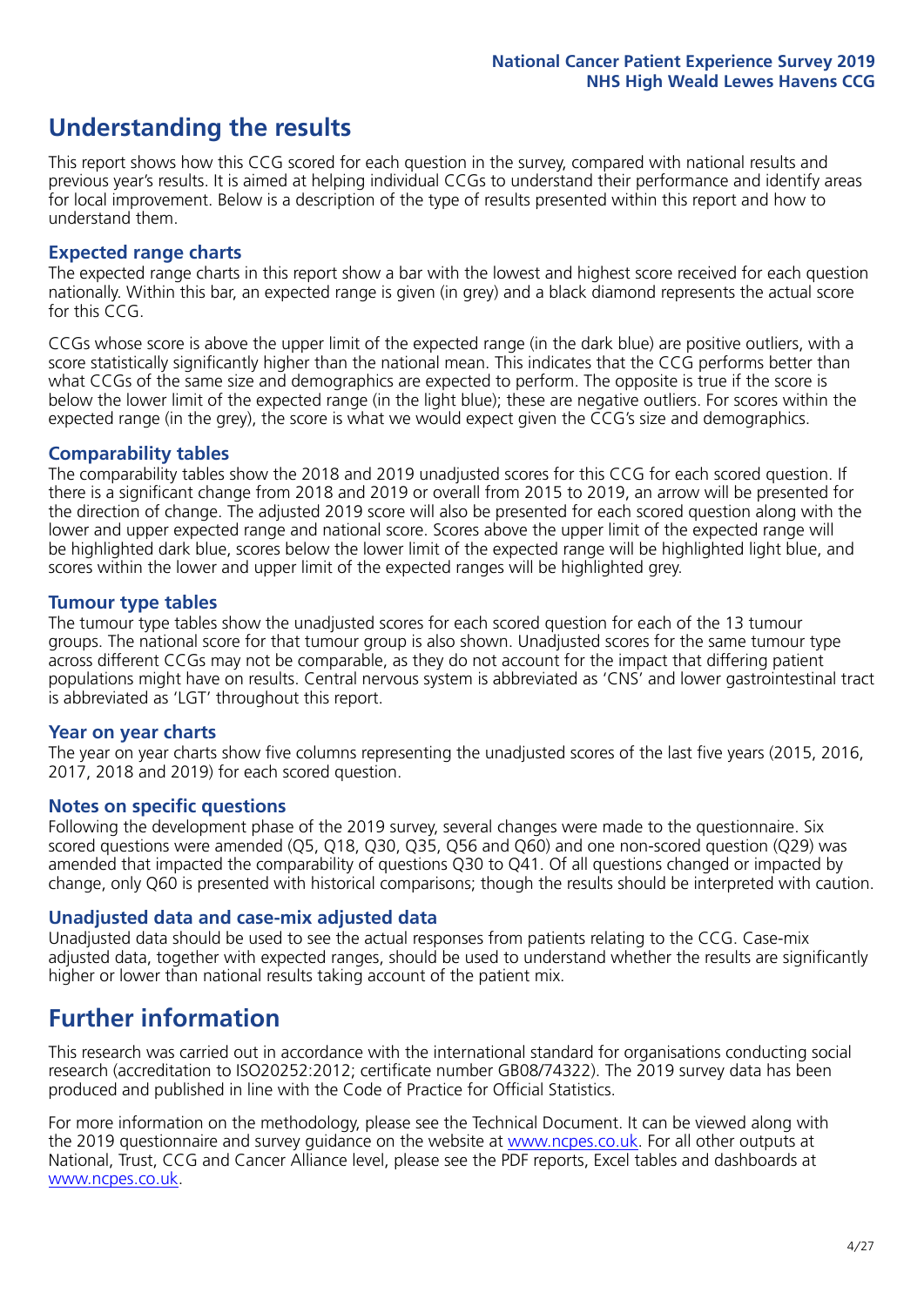## Understanding the results

This report shows how this CCG scored for each question in the survey, compared with national results and previous year's results. It is aimed at helping individual CCGs to understand their performance and identify areas for local improvement. Below is a description of the type of results presented within this report and how to understand them.

### Expected range charts

The expected range charts in this report show a bar with the lowest and highest score received for each question nationally. Within this bar, an expected range is given (in grey) and a black diamond represents the actual score for this CCG.

CCGs whose score is above the upper limit of the expected range (in the dark blue) are positive outliers, with a score statistically significantly higher than the national mean. This indicates that the CCG performs better than what CCGs of the same size and demographics are expected to perform. The opposite is true if the score is below the lower limit of the expected range (in the light blue); these are negative outliers. For scores within the expected range (in the grey), the score is what we would expect given the CCG's size and demographics.

### Comparability tables

The comparability tables show the 2018 and 2019 unadjusted scores for this CCG for each scored question. If there is a significant change from 2018 and 2019 or overall from 2015 to 2019, an arrow will be presented for the direction of change. The adjusted 2019 score will also be presented for each scored question along with the lower and upper expected range and national score. Scores above the upper limit of the expected range will be highlighted dark blue, scores below the lower limit of the expected range will be highlighted light blue, and scores within the lower and upper limit of the expected ranges will be highlighted grey.

### Tumour type tables

The tumour type tables show the unadjusted scores for each scored question for each of the 13 tumour groups. The national score for that tumour group is also shown. Unadjusted scores for the same tumour type across different CCGs may not be comparable, as they do not account for the impact that differing patient populations might have on results. Central nervous system is abbreviated as 'CNS' and lower gastrointestinal tract is abbreviated as 'LGT' throughout this report.

### Year on year charts

The year on year charts show five columns representing the unadjusted scores of the last five years (2015, 2016, 2017, 2018 and 2019) for each scored question.

### Notes on specific questions

Following the development phase of the 2019 survey, several changes were made to the questionnaire. Six scored questions were amended (Q5, Q18, Q30, Q35, Q56 and Q60) and one non-scored question (Q29) was amended that impacted the comparability of questions Q30 to Q41. Of all questions changed or impacted by change, only Q60 is presented with historical comparisons; though the results should be interpreted with caution.

### Unadjusted data and case-mix adjusted data

Unadjusted data should be used to see the actual responses from patients relating to the CCG. Case-mix adjusted data, together with expected ranges, should be used to understand whether the results are significantly higher or lower than national results taking account of the patient mix.

## Further information

This research was carried out in accordance with the international standard for organisations conducting social research (accreditation to ISO20252:2012; certificate number GB08/74322). The 2019 survey data has been produced and published in line with the Code of Practice for Official Statistics.

For more information on the methodology, please see the Technical Document. It can be viewed along with the 2019 questionnaire and survey guidance on the website at www.ncpes.co.uk. For all other outputs at National, Trust, CCG and Cancer Alliance level, please see the PDF reports, Excel tables and dashboards at www.ncpes.co.uk.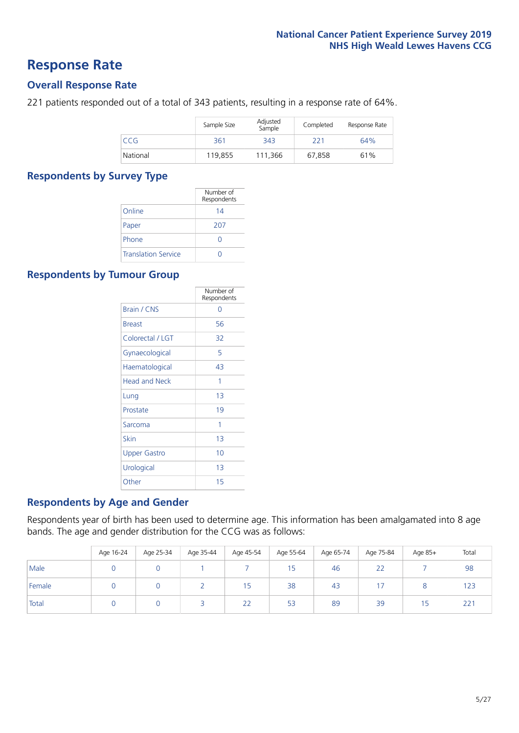# Response Rate

## Overall Response Rate

221 patients responded out of a total of 343 patients, resulting in a response rate of 64%.

| | Sample Size | Adjusted Sample | Completed | Response Rate |
|---|---|---|---|---|
| CCG | 361 | 343 | 221 | 64% |
| National | 119,855 | 111,366 | 67,858 | 61% |

## Respondents by Survey Type

| | Number of Respondents |
|---|---|
| Online | 14 |
| Paper | 207 |
| Phone | 0 |
| Translation Service | 0 |

## Respondents by Tumour Group

| | Number of Respondents |
|---|---|
| Brain / CNS | 0 |
| Breast | 56 |
| Colorectal / LGT | 32 |
| Gynaecological | 5 |
| Haematological | 43 |
| Head and Neck | 1 |
| Lung | 13 |
| Prostate | 19 |
| Sarcoma | 1 |
| Skin | 13 |
| Upper Gastro | 10 |
| Urological | 13 |
| Other | 15 |

## Respondents by Age and Gender

Respondents year of birth has been used to determine age. This information has been amalgamated into 8 age bands. The age and gender distribution for the CCG was as follows:

| | Age 16-24 | Age 25-34 | Age 35-44 | Age 45-54 | Age 55-64 | Age 65-74 | Age 75-84 | Age 85+ | Total |
|---|---|---|---|---|---|---|---|---|---|
| Male | 0 | 0 | 1 | 7 | 15 | 46 | 22 | 7 | 98 |
| Female | 0 | 0 | 2 | 15 | 38 | 43 | 17 | 8 | 123 |
| Total | 0 | 0 | 3 | 22 | 53 | 89 | 39 | 15 | 221 |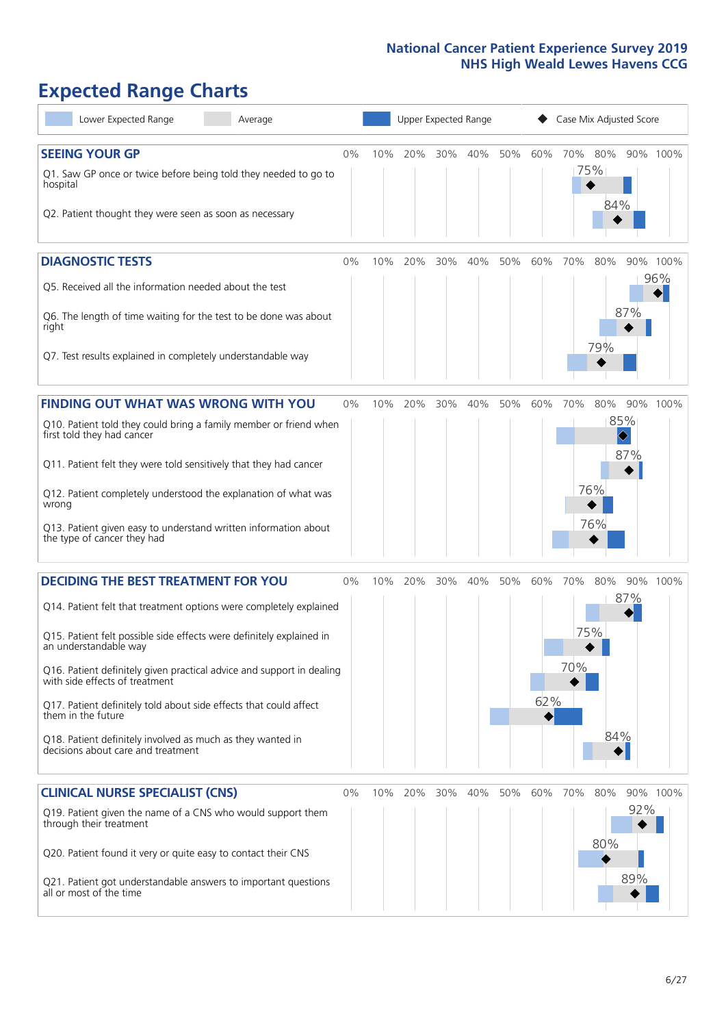# Expected Range Charts

Lower Expected Range | Average | Upper Expected Range | Case Mix Adjusted Score

## SEEING YOUR GP

| Question | Case Mix Adjusted Score |
| --- | --- |
| Q1. Saw GP once or twice before being told they needed to go to hospital | 75% |
| Q2. Patient thought they were seen as soon as necessary | 84% |

## DIAGNOSTIC TESTS

| Question | Case Mix Adjusted Score |
| --- | --- |
| Q5. Received all the information needed about the test | 96% |
| Q6. The length of time waiting for the test to be done was about right | 87% |
| Q7. Test results explained in completely understandable way | 79% |

## FINDING OUT WHAT WAS WRONG WITH YOU

| Question | Case Mix Adjusted Score |
| --- | --- |
| Q10. Patient told they could bring a family member or friend when first told they had cancer | 85% |
| Q11. Patient felt they were told sensitively that they had cancer | 87% |
| Q12. Patient completely understood the explanation of what was wrong | 76% |
| Q13. Patient given easy to understand written information about the type of cancer they had | 76% |

## DECIDING THE BEST TREATMENT FOR YOU

| Question | Case Mix Adjusted Score |
| --- | --- |
| Q14. Patient felt that treatment options were completely explained | 87% |
| Q15. Patient felt possible side effects were definitely explained in an understandable way | 75% |
| Q16. Patient definitely given practical advice and support in dealing with side effects of treatment | 70% |
| Q17. Patient definitely told about side effects that could affect them in the future | 62% |
| Q18. Patient definitely involved as much as they wanted in decisions about care and treatment | 84% |

## CLINICAL NURSE SPECIALIST (CNS)

| Question | Case Mix Adjusted Score |
| --- | --- |
| Q19. Patient given the name of a CNS who would support them through their treatment | 92% |
| Q20. Patient found it very or quite easy to contact their CNS | 80% |
| Q21. Patient got understandable answers to important questions all or most of the time | 89% |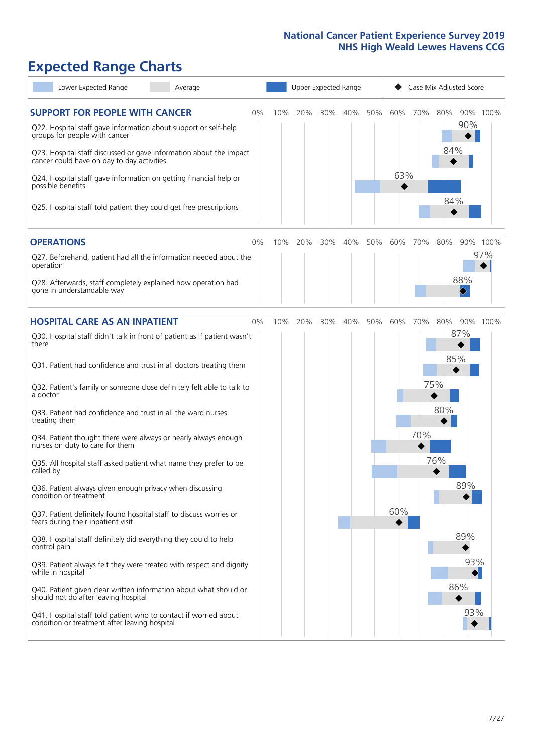# Expected Range Charts

Lower Expected Range | Average | Upper Expected Range | Case Mix Adjusted Score

## SUPPORT FOR PEOPLE WITH CANCER

| Question | Case Mix Adjusted Score |
|---|---|
| Q22. Hospital staff gave information about support or self-help groups for people with cancer | 90% |
| Q23. Hospital staff discussed or gave information about the impact cancer could have on day to day activities | 84% |
| Q24. Hospital staff gave information on getting financial help or possible benefits | 63% |
| Q25. Hospital staff told patient they could get free prescriptions | 84% |

## OPERATIONS

| Question | Case Mix Adjusted Score |
|---|---|
| Q27. Beforehand, patient had all the information needed about the operation | 97% |
| Q28. Afterwards, staff completely explained how operation had gone in understandable way | 88% |

## HOSPITAL CARE AS AN INPATIENT

| Question | Case Mix Adjusted Score |
|---|---|
| Q30. Hospital staff didn't talk in front of patient as if patient wasn't there | 87% |
| Q31. Patient had confidence and trust in all doctors treating them | 85% |
| Q32. Patient's family or someone close definitely felt able to talk to a doctor | 75% |
| Q33. Patient had confidence and trust in all the ward nurses treating them | 80% |
| Q34. Patient thought there were always or nearly always enough nurses on duty to care for them | 70% |
| Q35. All hospital staff asked patient what name they prefer to be called by | 76% |
| Q36. Patient always given enough privacy when discussing condition or treatment | 89% |
| Q37. Patient definitely found hospital staff to discuss worries or fears during their inpatient visit | 60% |
| Q38. Hospital staff definitely did everything they could to help control pain | 89% |
| Q39. Patient always felt they were treated with respect and dignity while in hospital | 93% |
| Q40. Patient given clear written information about what should or should not do after leaving hospital | 86% |
| Q41. Hospital staff told patient who to contact if worried about condition or treatment after leaving hospital | 93% |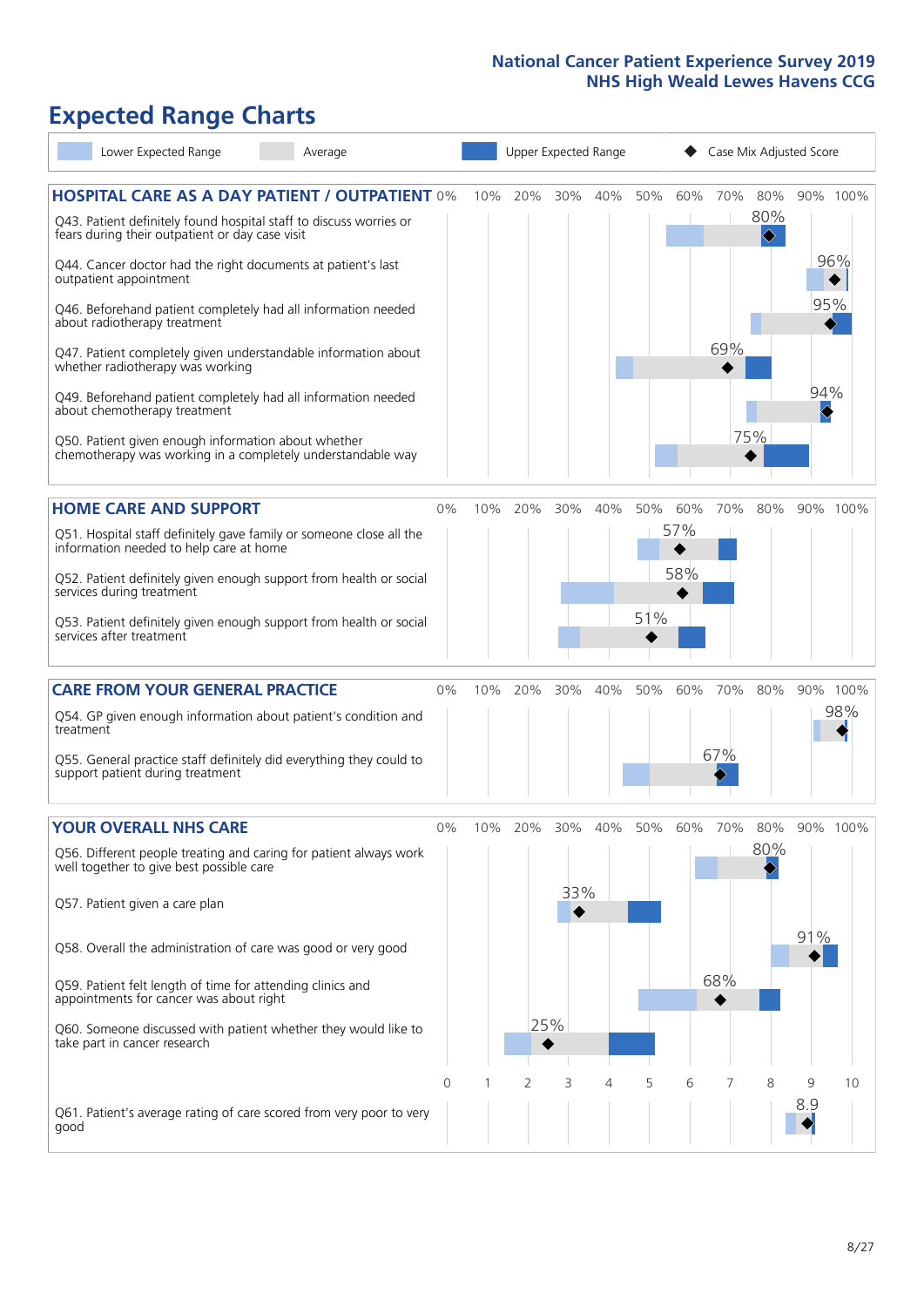# Expected Range Charts

Legend: Lower Expected Range | Average | Upper Expected Range | Case Mix Adjusted Score

## HOSPITAL CARE AS A DAY PATIENT / OUTPATIENT

| Question | Case Mix Adjusted Score |
| --- | --- |
| Q43. Patient definitely found hospital staff to discuss worries or fears during their outpatient or day case visit | 80% |
| Q44. Cancer doctor had the right documents at patient's last outpatient appointment | 96% |
| Q46. Beforehand patient completely had all information needed about radiotherapy treatment | 95% |
| Q47. Patient completely given understandable information about whether radiotherapy was working | 69% |
| Q49. Beforehand patient completely had all information needed about chemotherapy treatment | 94% |
| Q50. Patient given enough information about whether chemotherapy was working in a completely understandable way | 75% |

## HOME CARE AND SUPPORT

| Question | Case Mix Adjusted Score |
| --- | --- |
| Q51. Hospital staff definitely gave family or someone close all the information needed to help care at home | 57% |
| Q52. Patient definitely given enough support from health or social services during treatment | 58% |
| Q53. Patient definitely given enough support from health or social services after treatment | 51% |

## CARE FROM YOUR GENERAL PRACTICE

| Question | Case Mix Adjusted Score |
| --- | --- |
| Q54. GP given enough information about patient's condition and treatment | 98% |
| Q55. General practice staff definitely did everything they could to support patient during treatment | 67% |

## YOUR OVERALL NHS CARE

| Question | Case Mix Adjusted Score |
| --- | --- |
| Q56. Different people treating and caring for patient always work well together to give best possible care | 80% |
| Q57. Patient given a care plan | 33% |
| Q58. Overall the administration of care was good or very good | 91% |
| Q59. Patient felt length of time for attending clinics and appointments for cancer was about right | 68% |
| Q60. Someone discussed with patient whether they would like to take part in cancer research | 25% |
| Q61. Patient's average rating of care scored from very poor to very good | 8.9 |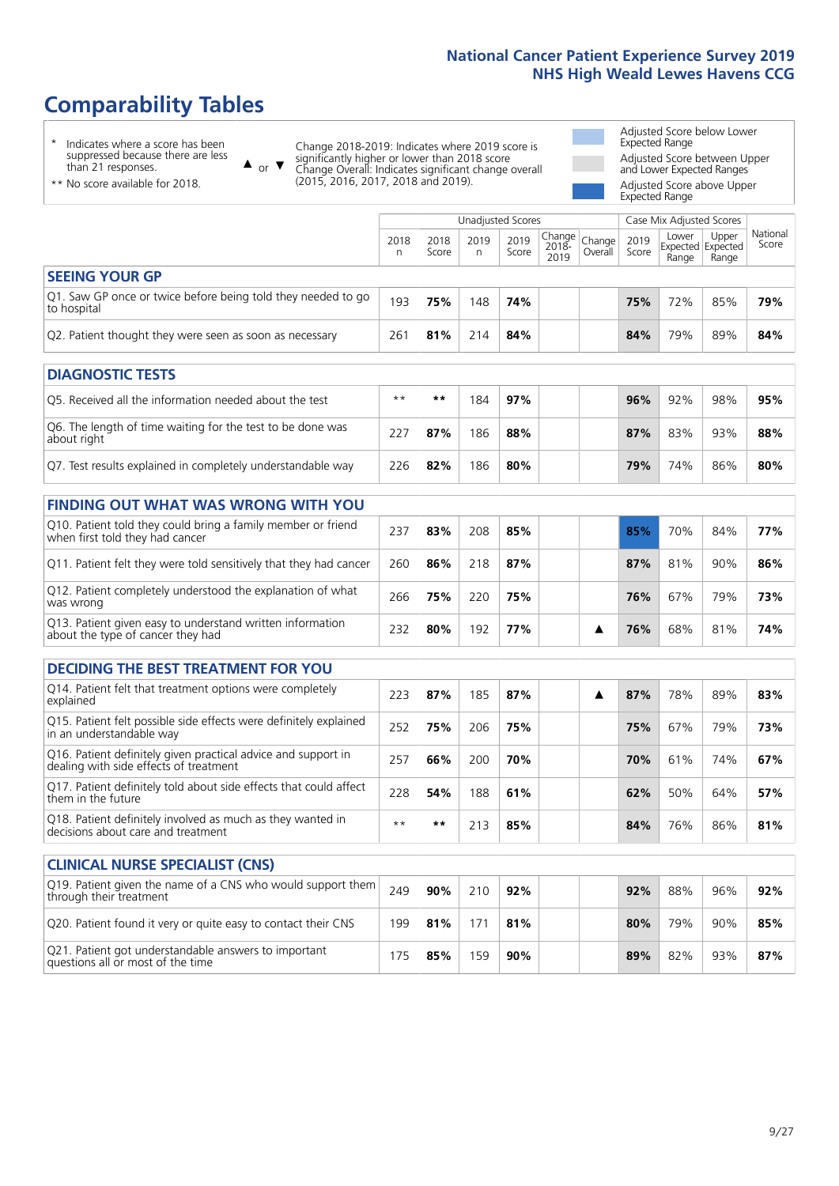# Comparability Tables

\* Indicates where a score has been suppressed because there are less than 21 responses.

\*\* No score available for 2018.

▲ or ▼ Change 2018-2019: Indicates where 2019 score is significantly higher or lower than 2018 score. Change Overall: Indicates significant change overall (2015, 2016, 2017, 2018 and 2019).

Adjusted Score below Lower Expected Range

Adjusted Score between Upper and Lower Expected Ranges

Adjusted Score above Upper Expected Range

| | Unadjusted Scores | | | | | | Case Mix Adjusted Scores | | | |
|---|---|---|---|---|---|---|---|---|---|---|
| | 2018 n | 2018 Score | 2019 n | 2019 Score | Change 2018-2019 | Change Overall | 2019 Score | Lower Expected Range | Upper Expected Range | National Score |
| **SEEING YOUR GP** | | | | | | | | | | |
| Q1. Saw GP once or twice before being told they needed to go to hospital | 193 | **75%** | 148 | **74%** | | | **75%** | 72% | 85% | **79%** |
| Q2. Patient thought they were seen as soon as necessary | 261 | **81%** | 214 | **84%** | | | **84%** | 79% | 89% | **84%** |
| **DIAGNOSTIC TESTS** | | | | | | | | | | |
| Q5. Received all the information needed about the test | ** | ** | 184 | **97%** | | | **96%** | 92% | 98% | **95%** |
| Q6. The length of time waiting for the test to be done was about right | 227 | **87%** | 186 | **88%** | | | **87%** | 83% | 93% | **88%** |
| Q7. Test results explained in completely understandable way | 226 | **82%** | 186 | **80%** | | | **79%** | 74% | 86% | **80%** |
| **FINDING OUT WHAT WAS WRONG WITH YOU** | | | | | | | | | | |
| Q10. Patient told they could bring a family member or friend when first told they had cancer | 237 | **83%** | 208 | **85%** | | | **85%** | 70% | 84% | **77%** |
| Q11. Patient felt they were told sensitively that they had cancer | 260 | **86%** | 218 | **87%** | | | **87%** | 81% | 90% | **86%** |
| Q12. Patient completely understood the explanation of what was wrong | 266 | **75%** | 220 | **75%** | | | **76%** | 67% | 79% | **73%** |
| Q13. Patient given easy to understand written information about the type of cancer they had | 232 | **80%** | 192 | **77%** | | ▲ | **76%** | 68% | 81% | **74%** |
| **DECIDING THE BEST TREATMENT FOR YOU** | | | | | | | | | | |
| Q14. Patient felt that treatment options were completely explained | 223 | **87%** | 185 | **87%** | | ▲ | **87%** | 78% | 89% | **83%** |
| Q15. Patient felt possible side effects were definitely explained in an understandable way | 252 | **75%** | 206 | **75%** | | | **75%** | 67% | 79% | **73%** |
| Q16. Patient definitely given practical advice and support in dealing with side effects of treatment | 257 | **66%** | 200 | **70%** | | | **70%** | 61% | 74% | **67%** |
| Q17. Patient definitely told about side effects that could affect them in the future | 228 | **54%** | 188 | **61%** | | | **62%** | 50% | 64% | **57%** |
| Q18. Patient definitely involved as much as they wanted in decisions about care and treatment | ** | ** | 213 | **85%** | | | **84%** | 76% | 86% | **81%** |
| **CLINICAL NURSE SPECIALIST (CNS)** | | | | | | | | | | |
| Q19. Patient given the name of a CNS who would support them through their treatment | 249 | **90%** | 210 | **92%** | | | **92%** | 88% | 96% | **92%** |
| Q20. Patient found it very or quite easy to contact their CNS | 199 | **81%** | 171 | **81%** | | | **80%** | 79% | 90% | **85%** |
| Q21. Patient got understandable answers to important questions all or most of the time | 175 | **85%** | 159 | **90%** | | | **89%** | 82% | 93% | **87%** |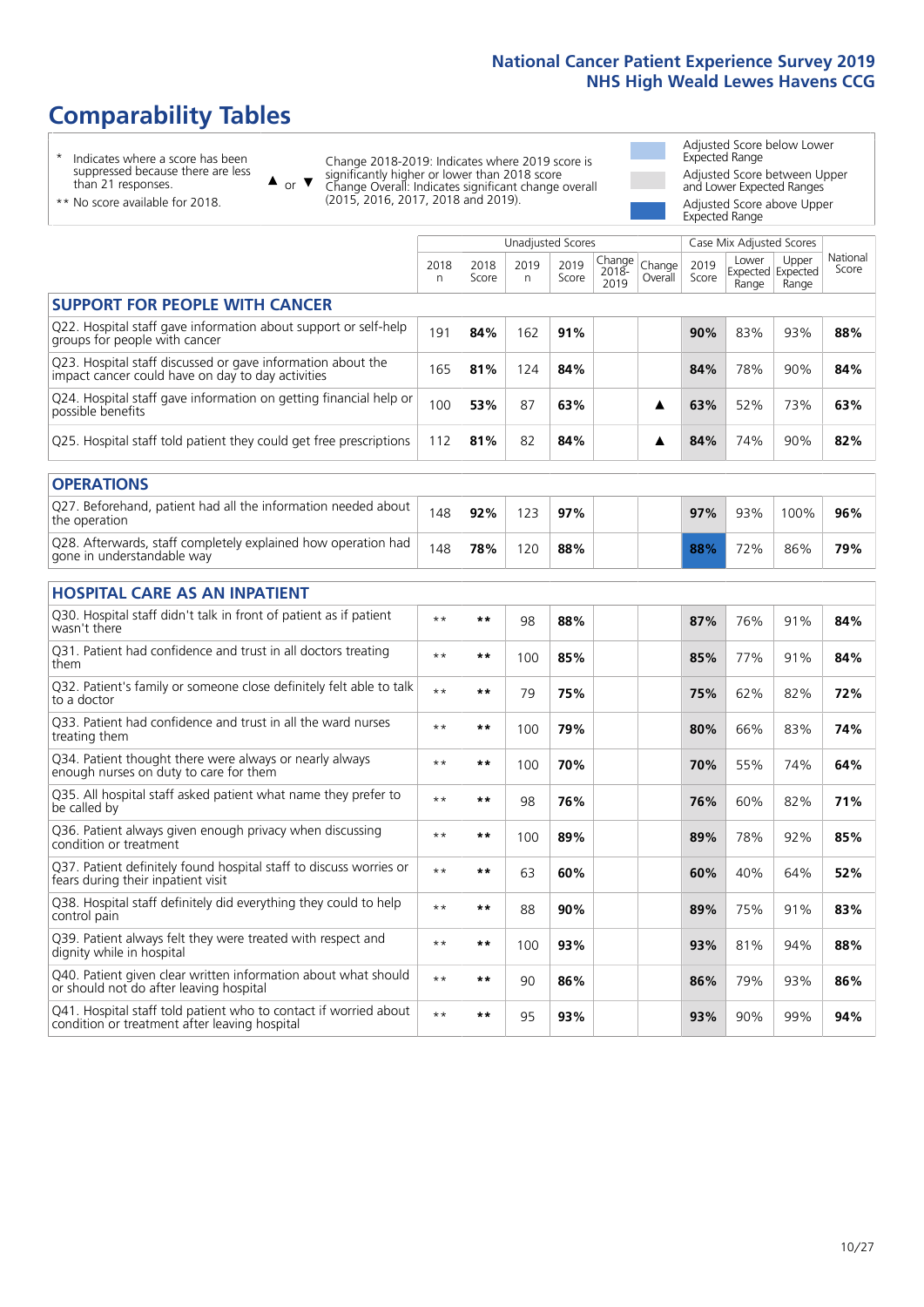# Comparability Tables

- \* Indicates where a score has been suppressed because there are less than 21 responses.
- \** No score available for 2018.

▲ or ▼ Change 2018-2019: Indicates where 2019 score is significantly higher or lower than 2018 score. Change Overall: Indicates significant change overall (2015, 2016, 2017, 2018 and 2019).

- Adjusted Score below Lower Expected Range
- Adjusted Score between Upper and Lower Expected Ranges
- Adjusted Score above Upper Expected Range

| | Unadjusted Scores | | | | | | Case Mix Adjusted Scores | | | |
|---|---|---|---|---|---|---|---|---|---|---|
| | 2018 n | 2018 Score | 2019 n | 2019 Score | Change 2018-2019 | Change Overall | 2019 Score | Lower Expected Range | Upper Expected Range | National Score |
| **SUPPORT FOR PEOPLE WITH CANCER** | | | | | | | | | | |
| Q22. Hospital staff gave information about support or self-help groups for people with cancer | 191 | **84%** | 162 | **91%** | | | **90%** | 83% | 93% | **88%** |
| Q23. Hospital staff discussed or gave information about the impact cancer could have on day to day activities | 165 | **81%** | 124 | **84%** | | | **84%** | 78% | 90% | **84%** |
| Q24. Hospital staff gave information on getting financial help or possible benefits | 100 | **53%** | 87 | **63%** | | ▲ | **63%** | 52% | 73% | **63%** |
| Q25. Hospital staff told patient they could get free prescriptions | 112 | **81%** | 82 | **84%** | | ▲ | **84%** | 74% | 90% | **82%** |
| **OPERATIONS** | | | | | | | | | | |
| Q27. Beforehand, patient had all the information needed about the operation | 148 | **92%** | 123 | **97%** | | | **97%** | 93% | 100% | **96%** |
| Q28. Afterwards, staff completely explained how operation had gone in understandable way | 148 | **78%** | 120 | **88%** | | | **88%** | 72% | 86% | **79%** |
| **HOSPITAL CARE AS AN INPATIENT** | | | | | | | | | | |
| Q30. Hospital staff didn't talk in front of patient as if patient wasn't there | ** | ** | 98 | **88%** | | | **87%** | 76% | 91% | **84%** |
| Q31. Patient had confidence and trust in all doctors treating them | ** | ** | 100 | **85%** | | | **85%** | 77% | 91% | **84%** |
| Q32. Patient's family or someone close definitely felt able to talk to a doctor | ** | ** | 79 | **75%** | | | **75%** | 62% | 82% | **72%** |
| Q33. Patient had confidence and trust in all the ward nurses treating them | ** | ** | 100 | **79%** | | | **80%** | 66% | 83% | **74%** |
| Q34. Patient thought there were always or nearly always enough nurses on duty to care for them | ** | ** | 100 | **70%** | | | **70%** | 55% | 74% | **64%** |
| Q35. All hospital staff asked patient what name they prefer to be called by | ** | ** | 98 | **76%** | | | **76%** | 60% | 82% | **71%** |
| Q36. Patient always given enough privacy when discussing condition or treatment | ** | ** | 100 | **89%** | | | **89%** | 78% | 92% | **85%** |
| Q37. Patient definitely found hospital staff to discuss worries or fears during their inpatient visit | ** | ** | 63 | **60%** | | | **60%** | 40% | 64% | **52%** |
| Q38. Hospital staff definitely did everything they could to help control pain | ** | ** | 88 | **90%** | | | **89%** | 75% | 91% | **83%** |
| Q39. Patient always felt they were treated with respect and dignity while in hospital | ** | ** | 100 | **93%** | | | **93%** | 81% | 94% | **88%** |
| Q40. Patient given clear written information about what should or should not do after leaving hospital | ** | ** | 90 | **86%** | | | **86%** | 79% | 93% | **86%** |
| Q41. Hospital staff told patient who to contact if worried about condition or treatment after leaving hospital | ** | ** | 95 | **93%** | | | **93%** | 90% | 99% | **94%** |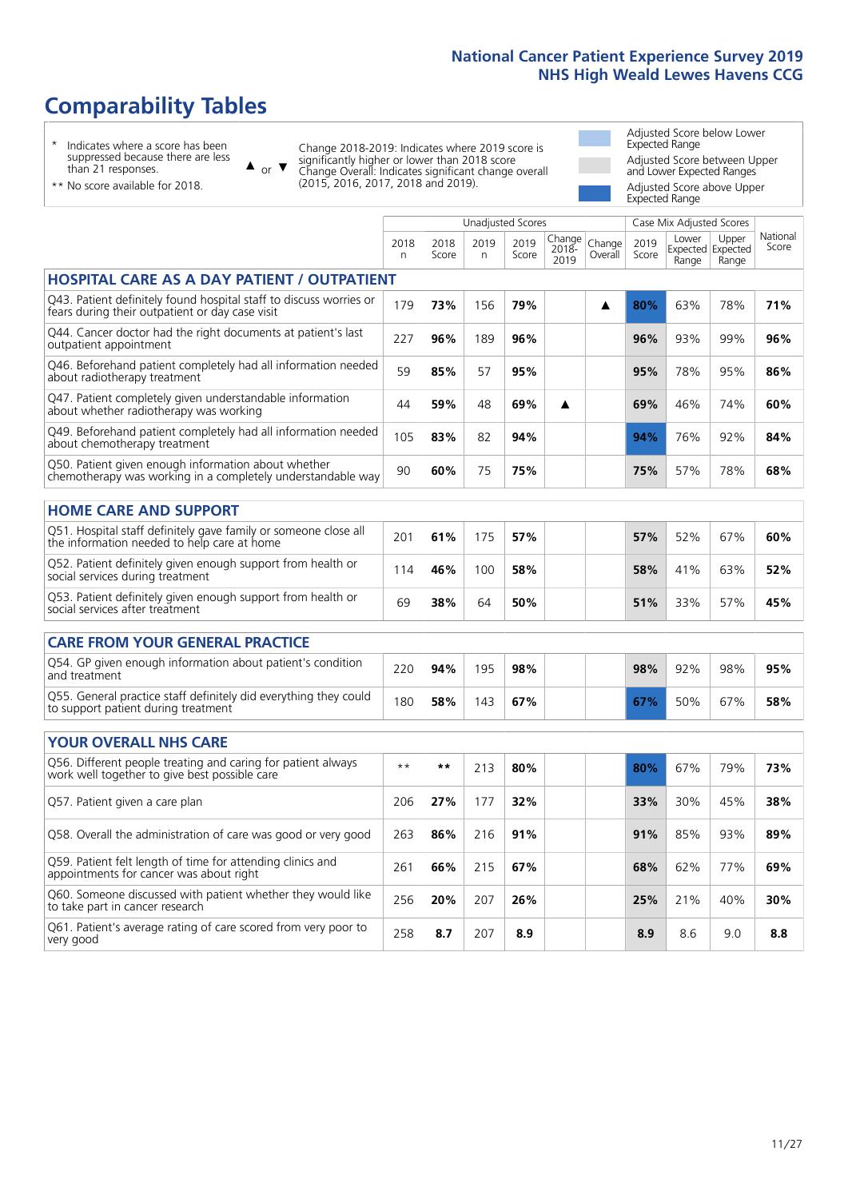# Comparability Tables

- \* Indicates where a score has been suppressed because there are less than 21 responses.
- \*\* No score available for 2018.

▲ or ▼ Change 2018-2019: Indicates where 2019 score is significantly higher or lower than 2018 score. Change Overall: Indicates significant change overall (2015, 2016, 2017, 2018 and 2019).

- Adjusted Score below Lower Expected Range
- Adjusted Score between Upper and Lower Expected Ranges
- Adjusted Score above Upper Expected Range

| | Unadjusted Scores | | | | | | Case Mix Adjusted Scores | | | |
|---|---|---|---|---|---|---|---|---|---|---|
| | 2018 n | 2018 Score | 2019 n | 2019 Score | Change 2018-2019 | Change Overall | 2019 Score | Lower Expected Range | Upper Expected Range | National Score |
| **HOSPITAL CARE AS A DAY PATIENT / OUTPATIENT** | | | | | | | | | | |
| Q43. Patient definitely found hospital staff to discuss worries or fears during their outpatient or day case visit | 179 | **73%** | 156 | **79%** | | ▲ | **80%** | 63% | 78% | **71%** |
| Q44. Cancer doctor had the right documents at patient's last outpatient appointment | 227 | **96%** | 189 | **96%** | | | **96%** | 93% | 99% | **96%** |
| Q46. Beforehand patient completely had all information needed about radiotherapy treatment | 59 | **85%** | 57 | **95%** | | | **95%** | 78% | 95% | **86%** |
| Q47. Patient completely given understandable information about whether radiotherapy was working | 44 | **59%** | 48 | **69%** | ▲ | | **69%** | 46% | 74% | **60%** |
| Q49. Beforehand patient completely had all information needed about chemotherapy treatment | 105 | **83%** | 82 | **94%** | | | **94%** | 76% | 92% | **84%** |
| Q50. Patient given enough information about whether chemotherapy was working in a completely understandable way | 90 | **60%** | 75 | **75%** | | | **75%** | 57% | 78% | **68%** |
| **HOME CARE AND SUPPORT** | | | | | | | | | | |
| Q51. Hospital staff definitely gave family or someone close all the information needed to help care at home | 201 | **61%** | 175 | **57%** | | | **57%** | 52% | 67% | **60%** |
| Q52. Patient definitely given enough support from health or social services during treatment | 114 | **46%** | 100 | **58%** | | | **58%** | 41% | 63% | **52%** |
| Q53. Patient definitely given enough support from health or social services after treatment | 69 | **38%** | 64 | **50%** | | | **51%** | 33% | 57% | **45%** |
| **CARE FROM YOUR GENERAL PRACTICE** | | | | | | | | | | |
| Q54. GP given enough information about patient's condition and treatment | 220 | **94%** | 195 | **98%** | | | **98%** | 92% | 98% | **95%** |
| Q55. General practice staff definitely did everything they could to support patient during treatment | 180 | **58%** | 143 | **67%** | | | **67%** | 50% | 67% | **58%** |
| **YOUR OVERALL NHS CARE** | | | | | | | | | | |
| Q56. Different people treating and caring for patient always work well together to give best possible care | \*\* | **\*\*** | 213 | **80%** | | | **80%** | 67% | 79% | **73%** |
| Q57. Patient given a care plan | 206 | **27%** | 177 | **32%** | | | **33%** | 30% | 45% | **38%** |
| Q58. Overall the administration of care was good or very good | 263 | **86%** | 216 | **91%** | | | **91%** | 85% | 93% | **89%** |
| Q59. Patient felt length of time for attending clinics and appointments for cancer was about right | 261 | **66%** | 215 | **67%** | | | **68%** | 62% | 77% | **69%** |
| Q60. Someone discussed with patient whether they would like to take part in cancer research | 256 | **20%** | 207 | **26%** | | | **25%** | 21% | 40% | **30%** |
| Q61. Patient's average rating of care scored from very poor to very good | 258 | **8.7** | 207 | **8.9** | | | **8.9** | 8.6 | 9.0 | **8.8** |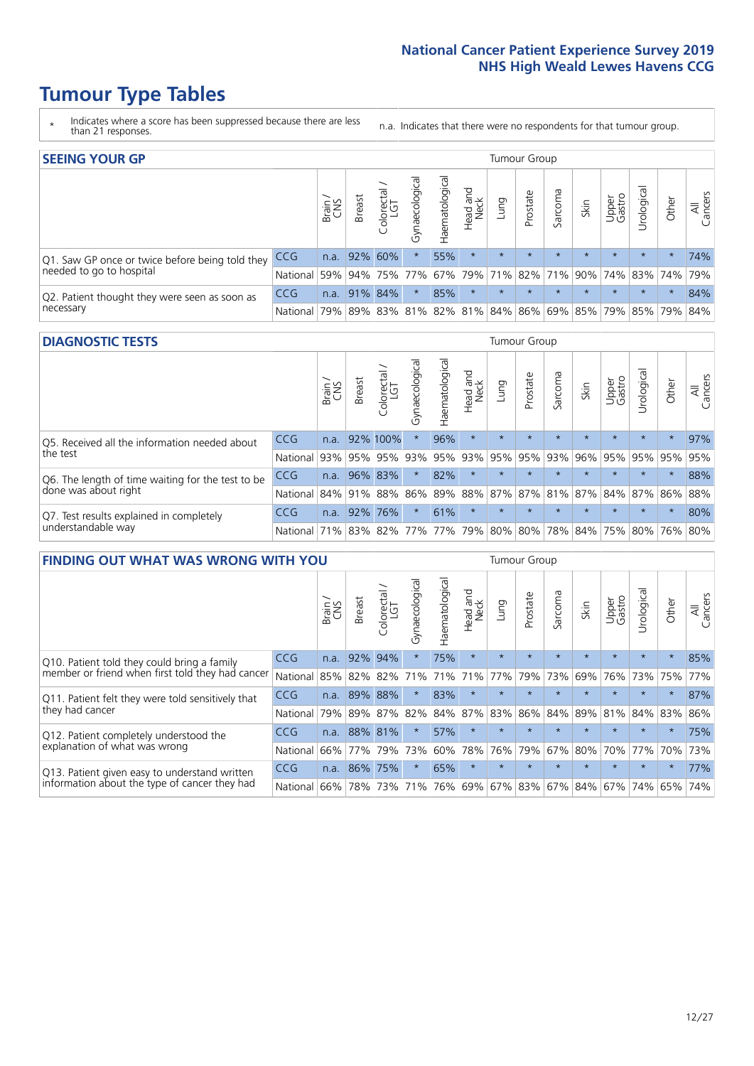# Tumour Type Tables

\* Indicates where a score has been suppressed because there are less than 21 responses.

n.a. Indicates that there were no respondents for that tumour group.

## SEEING YOUR GP

| | | Brain / CNS | Breast | Colorectal / LGT | Gynaecological | Haematological | Head and Neck | Lung | Prostate | Sarcoma | Skin | Upper Gastro | Urological | Other | All Cancers |
|---|---|---|---|---|---|---|---|---|---|---|---|---|---|---|---|
| Q1. Saw GP once or twice before being told they needed to go to hospital | CCG | n.a. | 92% | 60% | * | 55% | * | * | * | * | * | * | * | * | 74% |
| | National | 59% | 94% | 75% | 77% | 67% | 79% | 71% | 82% | 71% | 90% | 74% | 83% | 74% | 79% |
| Q2. Patient thought they were seen as soon as necessary | CCG | n.a. | 91% | 84% | * | 85% | * | * | * | * | * | * | * | * | 84% |
| | National | 79% | 89% | 83% | 81% | 82% | 81% | 84% | 86% | 69% | 85% | 79% | 85% | 79% | 84% |

## DIAGNOSTIC TESTS

| | | Brain / CNS | Breast | Colorectal / LGT | Gynaecological | Haematological | Head and Neck | Lung | Prostate | Sarcoma | Skin | Upper Gastro | Urological | Other | All Cancers |
|---|---|---|---|---|---|---|---|---|---|---|---|---|---|---|---|
| Q5. Received all the information needed about the test | CCG | n.a. | 92% | 100% | * | 96% | * | * | * | * | * | * | * | * | 97% |
| | National | 93% | 95% | 95% | 93% | 95% | 93% | 95% | 95% | 93% | 96% | 95% | 95% | 95% | 95% |
| Q6. The length of time waiting for the test to be done was about right | CCG | n.a. | 96% | 83% | * | 82% | * | * | * | * | * | * | * | * | 88% |
| | National | 84% | 91% | 88% | 86% | 89% | 88% | 87% | 87% | 81% | 87% | 84% | 87% | 86% | 88% |
| Q7. Test results explained in completely understandable way | CCG | n.a. | 92% | 76% | * | 61% | * | * | * | * | * | * | * | * | 80% |
| | National | 71% | 83% | 82% | 77% | 77% | 79% | 80% | 80% | 78% | 84% | 75% | 80% | 76% | 80% |

## FINDING OUT WHAT WAS WRONG WITH YOU

| | | Brain / CNS | Breast | Colorectal / LGT | Gynaecological | Haematological | Head and Neck | Lung | Prostate | Sarcoma | Skin | Upper Gastro | Urological | Other | All Cancers |
|---|---|---|---|---|---|---|---|---|---|---|---|---|---|---|---|
| Q10. Patient told they could bring a family member or friend when first told they had cancer | CCG | n.a. | 92% | 94% | * | 75% | * | * | * | * | * | * | * | * | 85% |
| | National | 85% | 82% | 82% | 71% | 71% | 71% | 77% | 79% | 73% | 69% | 76% | 73% | 75% | 77% |
| Q11. Patient felt they were told sensitively that they had cancer | CCG | n.a. | 89% | 88% | * | 83% | * | * | * | * | * | * | * | * | 87% |
| | National | 79% | 89% | 87% | 82% | 84% | 87% | 83% | 86% | 84% | 89% | 81% | 84% | 83% | 86% |
| Q12. Patient completely understood the explanation of what was wrong | CCG | n.a. | 88% | 81% | * | 57% | * | * | * | * | * | * | * | * | 75% |
| | National | 66% | 77% | 79% | 73% | 60% | 78% | 76% | 79% | 67% | 80% | 70% | 77% | 70% | 73% |
| Q13. Patient given easy to understand written information about the type of cancer they had | CCG | n.a. | 86% | 75% | * | 65% | * | * | * | * | * | * | * | * | 77% |
| | National | 66% | 78% | 73% | 71% | 76% | 69% | 67% | 83% | 67% | 84% | 67% | 74% | 65% | 74% |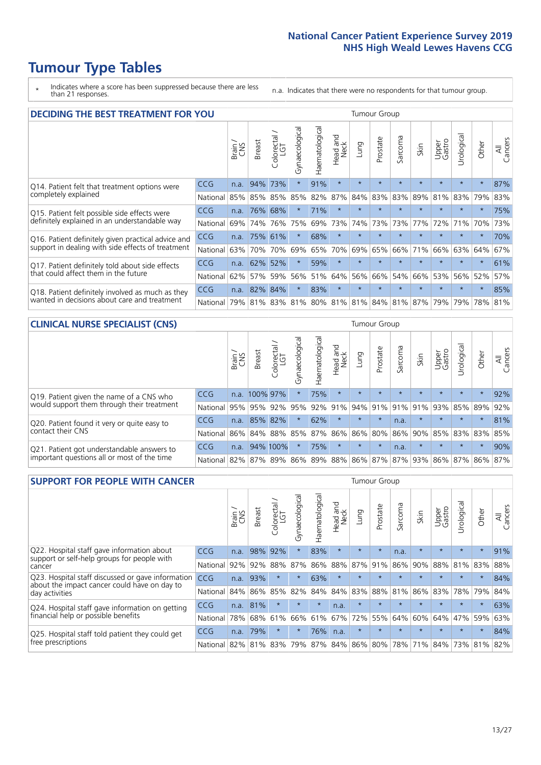# Tumour Type Tables

\* Indicates where a score has been suppressed because there are less than 21 responses.

n.a. Indicates that there were no respondents for that tumour group.

## DECIDING THE BEST TREATMENT FOR YOU

| | | Brain / CNS | Breast | Colorectal / LGT | Gynaecological | Haematological | Head and Neck | Lung | Prostate | Sarcoma | Skin | Upper Gastro | Urological | Other | All Cancers |
|---|---|---|---|---|---|---|---|---|---|---|---|---|---|---|---|
| Q14. Patient felt that treatment options were completely explained | CCG | n.a. | 94% | 73% | * | 91% | * | * | * | * | * | * | * | * | 87% |
| | National | 85% | 85% | 85% | 85% | 82% | 87% | 84% | 83% | 83% | 89% | 81% | 83% | 79% | 83% |
| Q15. Patient felt possible side effects were definitely explained in an understandable way | CCG | n.a. | 76% | 68% | * | 71% | * | * | * | * | * | * | * | * | 75% |
| | National | 69% | 74% | 76% | 75% | 69% | 73% | 74% | 73% | 73% | 77% | 72% | 71% | 70% | 73% |
| Q16. Patient definitely given practical advice and support in dealing with side effects of treatment | CCG | n.a. | 75% | 61% | * | 68% | * | * | * | * | * | * | * | * | 70% |
| | National | 63% | 70% | 70% | 69% | 65% | 70% | 69% | 65% | 66% | 71% | 66% | 63% | 64% | 67% |
| Q17. Patient definitely told about side effects that could affect them in the future | CCG | n.a. | 62% | 52% | * | 59% | * | * | * | * | * | * | * | * | 61% |
| | National | 62% | 57% | 59% | 56% | 51% | 64% | 56% | 66% | 54% | 66% | 53% | 56% | 52% | 57% |
| Q18. Patient definitely involved as much as they wanted in decisions about care and treatment | CCG | n.a. | 82% | 84% | * | 83% | * | * | * | * | * | * | * | * | 85% |
| | National | 79% | 81% | 83% | 81% | 80% | 81% | 81% | 84% | 81% | 87% | 79% | 79% | 78% | 81% |

## CLINICAL NURSE SPECIALIST (CNS)

| | | Brain / CNS | Breast | Colorectal / LGT | Gynaecological | Haematological | Head and Neck | Lung | Prostate | Sarcoma | Skin | Upper Gastro | Urological | Other | All Cancers |
|---|---|---|---|---|---|---|---|---|---|---|---|---|---|---|---|
| Q19. Patient given the name of a CNS who would support them through their treatment | CCG | n.a. | 100% | 97% | * | 75% | * | * | * | * | * | * | * | * | 92% |
| | National | 95% | 95% | 92% | 95% | 92% | 91% | 94% | 91% | 91% | 91% | 93% | 85% | 89% | 92% |
| Q20. Patient found it very or quite easy to contact their CNS | CCG | n.a. | 85% | 82% | * | 62% | * | * | * | n.a. | * | * | * | * | 81% |
| | National | 86% | 84% | 88% | 85% | 87% | 86% | 86% | 80% | 86% | 90% | 85% | 83% | 83% | 85% |
| Q21. Patient got understandable answers to important questions all or most of the time | CCG | n.a. | 94% | 100% | * | 75% | * | * | * | n.a. | * | * | * | * | 90% |
| | National | 82% | 87% | 89% | 86% | 89% | 88% | 86% | 87% | 87% | 93% | 86% | 87% | 86% | 87% |

## SUPPORT FOR PEOPLE WITH CANCER

| | | Brain / CNS | Breast | Colorectal / LGT | Gynaecological | Haematological | Head and Neck | Lung | Prostate | Sarcoma | Skin | Upper Gastro | Urological | Other | All Cancers |
|---|---|---|---|---|---|---|---|---|---|---|---|---|---|---|---|
| Q22. Hospital staff gave information about support or self-help groups for people with cancer | CCG | n.a. | 98% | 92% | * | 83% | * | * | * | n.a. | * | * | * | * | 91% |
| | National | 92% | 92% | 88% | 87% | 86% | 88% | 87% | 91% | 86% | 90% | 88% | 81% | 83% | 88% |
| Q23. Hospital staff discussed or gave information about the impact cancer could have on day to day activities | CCG | n.a. | 93% | * | * | 63% | * | * | * | * | * | * | * | * | 84% |
| | National | 84% | 86% | 85% | 82% | 84% | 84% | 83% | 88% | 81% | 86% | 83% | 78% | 79% | 84% |
| Q24. Hospital staff gave information on getting financial help or possible benefits | CCG | n.a. | 81% | * | * | * | n.a. | * | * | * | * | * | * | * | 63% |
| | National | 78% | 68% | 61% | 66% | 61% | 67% | 72% | 55% | 64% | 60% | 64% | 47% | 59% | 63% |
| Q25. Hospital staff told patient they could get free prescriptions | CCG | n.a. | 79% | * | * | 76% | n.a. | * | * | * | * | * | * | * | 84% |
| | National | 82% | 81% | 83% | 79% | 87% | 84% | 86% | 80% | 78% | 71% | 84% | 73% | 81% | 82% |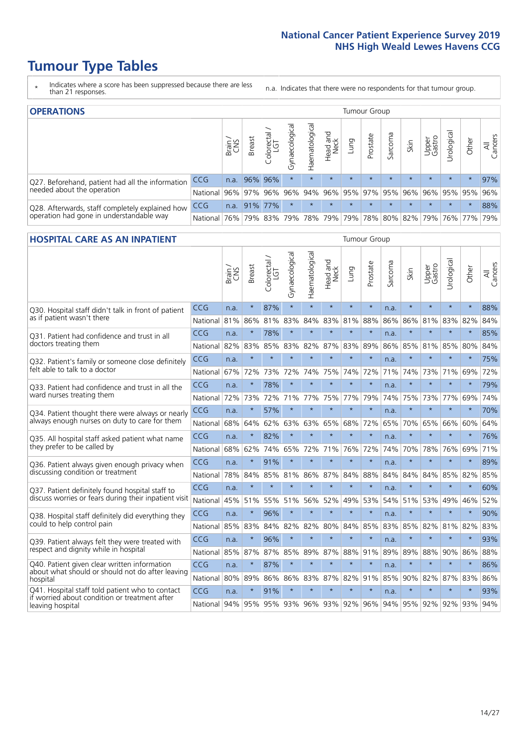# Tumour Type Tables

\* Indicates where a score has been suppressed because there are less than 21 responses.

n.a. Indicates that there were no respondents for that tumour group.

## OPERATIONS

| | | Brain / CNS | Breast | Colorectal / LGT | Gynaecological | Haematological | Head and Neck | Lung | Prostate | Sarcoma | Skin | Upper Gastro | Urological | Other | All Cancers |
|---|---|---|---|---|---|---|---|---|---|---|---|---|---|---|---|
| Q27. Beforehand, patient had all the information needed about the operation | CCG | n.a. | 96% | 96% | * | * | * | * | * | * | * | * | * | * | 97% |
| | National | 96% | 97% | 96% | 96% | 94% | 96% | 95% | 97% | 95% | 96% | 96% | 95% | 95% | 96% |
| Q28. Afterwards, staff completely explained how operation had gone in understandable way | CCG | n.a. | 91% | 77% | * | * | * | * | * | * | * | * | * | * | 88% |
| | National | 76% | 79% | 83% | 79% | 78% | 79% | 79% | 78% | 80% | 82% | 79% | 76% | 77% | 79% |

## HOSPITAL CARE AS AN INPATIENT

| | | Brain / CNS | Breast | Colorectal / LGT | Gynaecological | Haematological | Head and Neck | Lung | Prostate | Sarcoma | Skin | Upper Gastro | Urological | Other | All Cancers |
|---|---|---|---|---|---|---|---|---|---|---|---|---|---|---|---|
| Q30. Hospital staff didn't talk in front of patient as if patient wasn't there | CCG | n.a. | * | 87% | * | * | * | * | * | n.a. | * | * | * | * | 88% |
| | National | 81% | 86% | 81% | 83% | 84% | 83% | 81% | 88% | 86% | 86% | 81% | 83% | 82% | 84% |
| Q31. Patient had confidence and trust in all doctors treating them | CCG | n.a. | * | 78% | * | * | * | * | * | n.a. | * | * | * | * | 85% |
| | National | 82% | 83% | 85% | 83% | 82% | 87% | 83% | 89% | 86% | 85% | 81% | 85% | 80% | 84% |
| Q32. Patient's family or someone close definitely felt able to talk to a doctor | CCG | n.a. | * | * | * | * | * | * | * | n.a. | * | * | * | * | 75% |
| | National | 67% | 72% | 73% | 72% | 74% | 75% | 74% | 72% | 71% | 74% | 73% | 71% | 69% | 72% |
| Q33. Patient had confidence and trust in all the ward nurses treating them | CCG | n.a. | * | 78% | * | * | * | * | * | n.a. | * | * | * | * | 79% |
| | National | 72% | 73% | 72% | 71% | 77% | 75% | 77% | 79% | 74% | 75% | 73% | 77% | 69% | 74% |
| Q34. Patient thought there were always or nearly always enough nurses on duty to care for them | CCG | n.a. | * | 57% | * | * | * | * | * | n.a. | * | * | * | * | 70% |
| | National | 68% | 64% | 62% | 63% | 63% | 65% | 68% | 72% | 65% | 70% | 65% | 66% | 60% | 64% |
| Q35. All hospital staff asked patient what name they prefer to be called by | CCG | n.a. | * | 82% | * | * | * | * | * | n.a. | * | * | * | * | 76% |
| | National | 68% | 62% | 74% | 65% | 72% | 71% | 76% | 72% | 74% | 70% | 78% | 76% | 69% | 71% |
| Q36. Patient always given enough privacy when discussing condition or treatment | CCG | n.a. | * | 91% | * | * | * | * | * | n.a. | * | * | * | * | 89% |
| | National | 78% | 84% | 85% | 81% | 86% | 87% | 84% | 88% | 84% | 84% | 84% | 85% | 82% | 85% |
| Q37. Patient definitely found hospital staff to discuss worries or fears during their inpatient visit | CCG | n.a. | * | * | * | * | * | * | * | n.a. | * | * | * | * | 60% |
| | National | 45% | 51% | 55% | 51% | 56% | 52% | 49% | 53% | 54% | 51% | 53% | 49% | 46% | 52% |
| Q38. Hospital staff definitely did everything they could to help control pain | CCG | n.a. | * | 96% | * | * | * | * | * | n.a. | * | * | * | * | 90% |
| | National | 85% | 83% | 84% | 82% | 82% | 80% | 84% | 85% | 83% | 85% | 82% | 81% | 82% | 83% |
| Q39. Patient always felt they were treated with respect and dignity while in hospital | CCG | n.a. | * | 96% | * | * | * | * | * | n.a. | * | * | * | * | 93% |
| | National | 85% | 87% | 87% | 85% | 89% | 87% | 88% | 91% | 89% | 89% | 88% | 90% | 86% | 88% |
| Q40. Patient given clear written information about what should or should not do after leaving hospital | CCG | n.a. | * | 87% | * | * | * | * | * | n.a. | * | * | * | * | 86% |
| | National | 80% | 89% | 86% | 86% | 83% | 87% | 82% | 91% | 85% | 90% | 82% | 87% | 83% | 86% |
| Q41. Hospital staff told patient who to contact if worried about condition or treatment after leaving hospital | CCG | n.a. | * | 91% | * | * | * | * | * | n.a. | * | * | * | * | 93% |
| | National | 94% | 95% | 95% | 93% | 96% | 93% | 92% | 96% | 94% | 95% | 92% | 92% | 93% | 94% |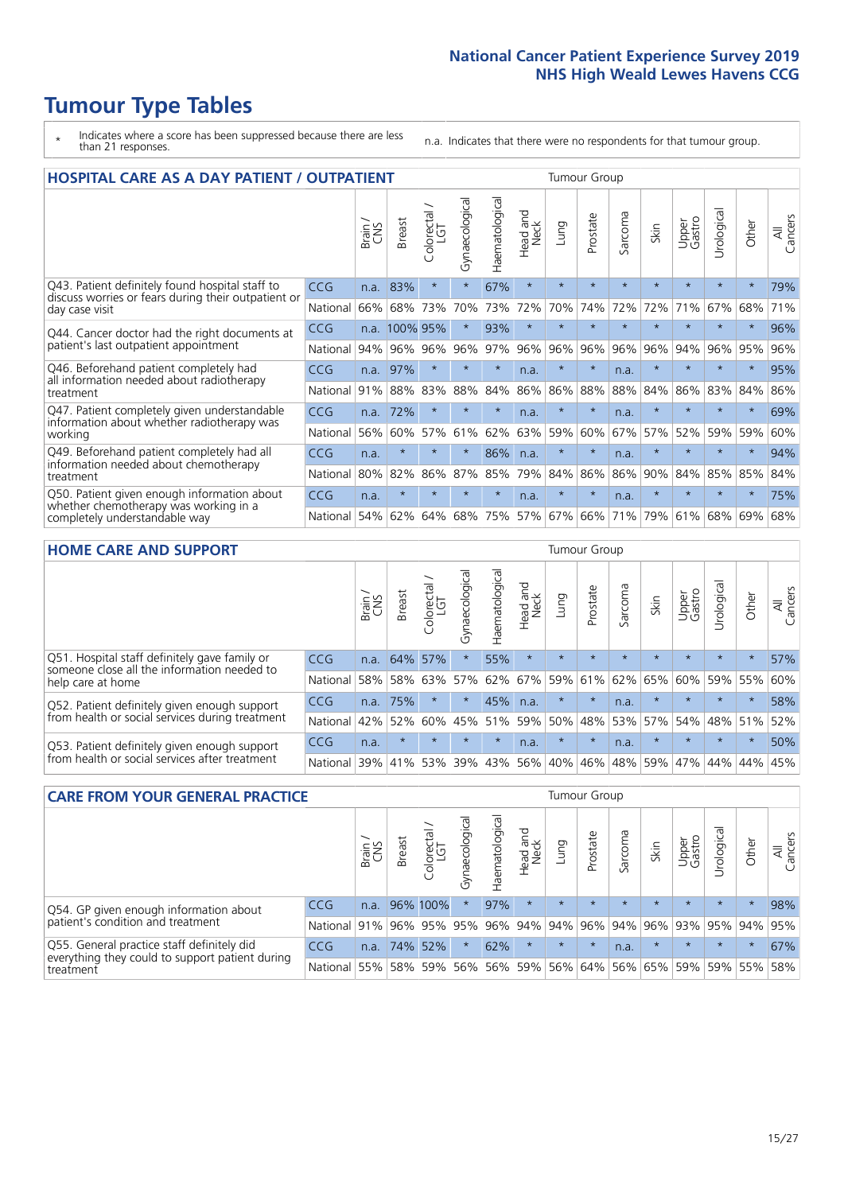# Tumour Type Tables

\* Indicates where a score has been suppressed because there are less than 21 responses.

n.a. Indicates that there were no respondents for that tumour group.

## HOSPITAL CARE AS A DAY PATIENT / OUTPATIENT

| | | Brain / CNS | Breast | Colorectal / LGT | Gynaecological | Haematological | Head and Neck | Lung | Prostate | Sarcoma | Skin | Upper Gastro | Urological | Other | All Cancers |
|---|---|---|---|---|---|---|---|---|---|---|---|---|---|---|---|
| Q43. Patient definitely found hospital staff to discuss worries or fears during their outpatient or day case visit | CCG | n.a. | 83% | * | * | 67% | * | * | * | * | * | * | * | * | 79% |
| | National | 66% | 68% | 73% | 70% | 73% | 72% | 70% | 74% | 72% | 72% | 71% | 67% | 68% | 71% |
| Q44. Cancer doctor had the right documents at patient's last outpatient appointment | CCG | n.a. | 100% | 95% | * | 93% | * | * | * | * | * | * | * | * | 96% |
| | National | 94% | 96% | 96% | 96% | 97% | 96% | 96% | 96% | 96% | 96% | 94% | 96% | 95% | 96% |
| Q46. Beforehand patient completely had all information needed about radiotherapy treatment | CCG | n.a. | 97% | * | * | * | n.a. | * | * | n.a. | * | * | * | * | 95% |
| | National | 91% | 88% | 83% | 88% | 84% | 86% | 86% | 88% | 88% | 84% | 86% | 83% | 84% | 86% |
| Q47. Patient completely given understandable information about whether radiotherapy was working | CCG | n.a. | 72% | * | * | * | n.a. | * | * | n.a. | * | * | * | * | 69% |
| | National | 56% | 60% | 57% | 61% | 62% | 63% | 59% | 60% | 67% | 57% | 52% | 59% | 59% | 60% |
| Q49. Beforehand patient completely had all information needed about chemotherapy treatment | CCG | n.a. | * | * | * | 86% | n.a. | * | * | n.a. | * | * | * | * | 94% |
| | National | 80% | 82% | 86% | 87% | 85% | 79% | 84% | 86% | 86% | 90% | 84% | 85% | 85% | 84% |
| Q50. Patient given enough information about whether chemotherapy was working in a completely understandable way | CCG | n.a. | * | * | * | * | n.a. | * | * | n.a. | * | * | * | * | 75% |
| | National | 54% | 62% | 64% | 68% | 75% | 57% | 67% | 66% | 71% | 79% | 61% | 68% | 69% | 68% |

## HOME CARE AND SUPPORT

| | | Brain / CNS | Breast | Colorectal / LGT | Gynaecological | Haematological | Head and Neck | Lung | Prostate | Sarcoma | Skin | Upper Gastro | Urological | Other | All Cancers |
|---|---|---|---|---|---|---|---|---|---|---|---|---|---|---|---|
| Q51. Hospital staff definitely gave family or someone close all the information needed to help care at home | CCG | n.a. | 64% | 57% | * | 55% | * | * | * | * | * | * | * | * | 57% |
| | National | 58% | 58% | 63% | 57% | 62% | 67% | 59% | 61% | 62% | 65% | 60% | 59% | 55% | 60% |
| Q52. Patient definitely given enough support from health or social services during treatment | CCG | n.a. | 75% | * | * | 45% | n.a. | * | * | n.a. | * | * | * | * | 58% |
| | National | 42% | 52% | 60% | 45% | 51% | 59% | 50% | 48% | 53% | 57% | 54% | 48% | 51% | 52% |
| Q53. Patient definitely given enough support from health or social services after treatment | CCG | n.a. | * | * | * | * | n.a. | * | * | n.a. | * | * | * | * | 50% |
| | National | 39% | 41% | 53% | 39% | 43% | 56% | 40% | 46% | 48% | 59% | 47% | 44% | 44% | 45% |

## CARE FROM YOUR GENERAL PRACTICE

| | | Brain / CNS | Breast | Colorectal / LGT | Gynaecological | Haematological | Head and Neck | Lung | Prostate | Sarcoma | Skin | Upper Gastro | Urological | Other | All Cancers |
|---|---|---|---|---|---|---|---|---|---|---|---|---|---|---|---|
| Q54. GP given enough information about patient's condition and treatment | CCG | n.a. | 96% | 100% | * | 97% | * | * | * | * | * | * | * | * | 98% |
| | National | 91% | 96% | 95% | 95% | 96% | 94% | 94% | 96% | 94% | 96% | 93% | 95% | 94% | 95% |
| Q55. General practice staff definitely did everything they could to support patient during treatment | CCG | n.a. | 74% | 52% | * | 62% | * | * | * | n.a. | * | * | * | * | 67% |
| | National | 55% | 58% | 59% | 56% | 56% | 59% | 56% | 64% | 56% | 65% | 59% | 59% | 55% | 58% |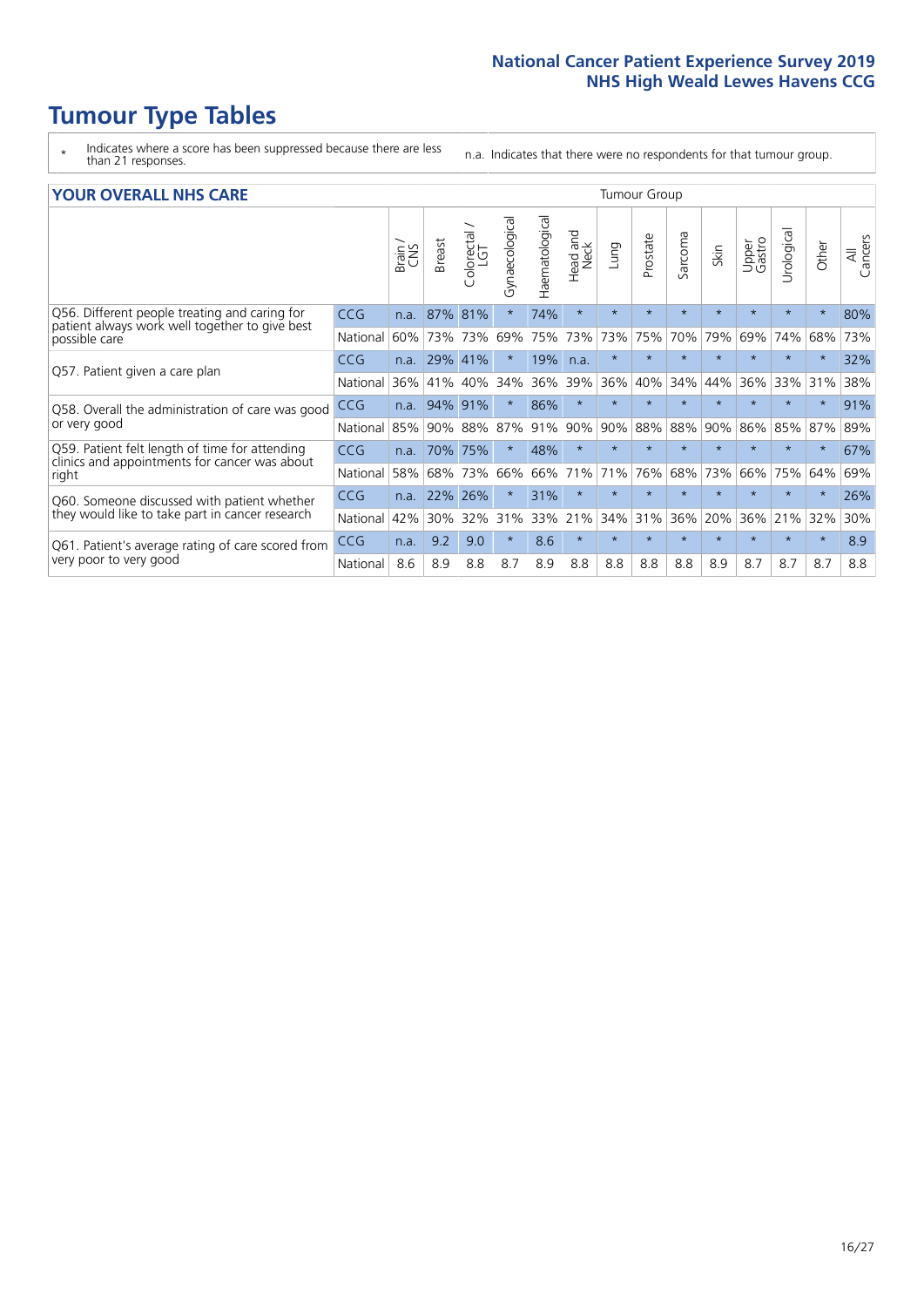# Tumour Type Tables

\* Indicates where a score has been suppressed because there are less than 21 responses.

n.a. Indicates that there were no respondents for that tumour group.

## YOUR OVERALL NHS CARE

| | | Brain / CNS | Breast | Colorectal / LGT | Gynaecological | Haematological | Head and Neck | Lung | Prostate | Sarcoma | Skin | Upper Gastro | Urological | Other | All Cancers |
|---|---|---|---|---|---|---|---|---|---|---|---|---|---|---|---|
| Q56. Different people treating and caring for patient always work well together to give best possible care | CCG | n.a. | 87% | 81% | * | 74% | * | * | * | * | * | * | * | * | 80% |
| | National | 60% | 73% | 73% | 69% | 75% | 73% | 73% | 75% | 70% | 79% | 69% | 74% | 68% | 73% |
| Q57. Patient given a care plan | CCG | n.a. | 29% | 41% | * | 19% | n.a. | * | * | * | * | * | * | * | 32% |
| | National | 36% | 41% | 40% | 34% | 36% | 39% | 36% | 40% | 34% | 44% | 36% | 33% | 31% | 38% |
| Q58. Overall the administration of care was good or very good | CCG | n.a. | 94% | 91% | * | 86% | * | * | * | * | * | * | * | * | 91% |
| | National | 85% | 90% | 88% | 87% | 91% | 90% | 90% | 88% | 88% | 90% | 86% | 85% | 87% | 89% |
| Q59. Patient felt length of time for attending clinics and appointments for cancer was about right | CCG | n.a. | 70% | 75% | * | 48% | * | * | * | * | * | * | * | * | 67% |
| | National | 58% | 68% | 73% | 66% | 66% | 71% | 71% | 76% | 68% | 73% | 66% | 75% | 64% | 69% |
| Q60. Someone discussed with patient whether they would like to take part in cancer research | CCG | n.a. | 22% | 26% | * | 31% | * | * | * | * | * | * | * | * | 26% |
| | National | 42% | 30% | 32% | 31% | 33% | 21% | 34% | 31% | 36% | 20% | 36% | 21% | 32% | 30% |
| Q61. Patient's average rating of care scored from very poor to very good | CCG | n.a. | 9.2 | 9.0 | * | 8.6 | * | * | * | * | * | * | * | * | 8.9 |
| | National | 8.6 | 8.9 | 8.8 | 8.7 | 8.9 | 8.8 | 8.8 | 8.8 | 8.8 | 8.9 | 8.7 | 8.7 | 8.7 | 8.8 |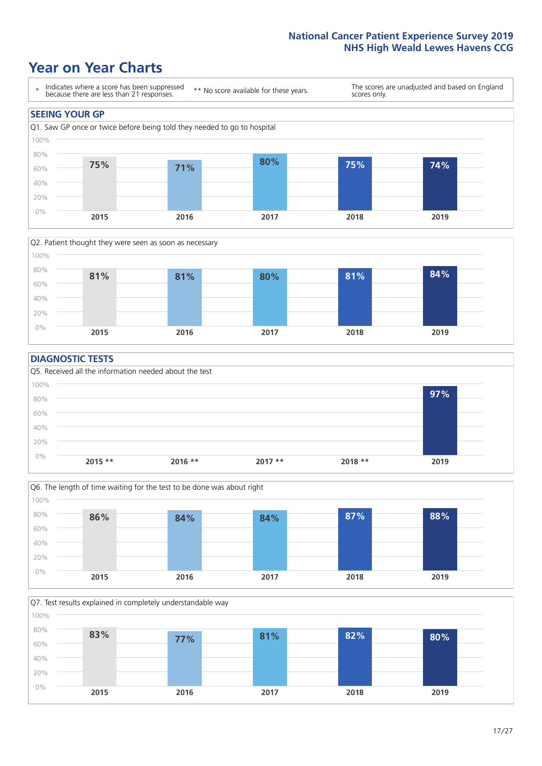# Year on Year Charts

| * Indicates where a score has been suppressed because there are less than 21 responses. | ** No score available for these years. | The scores are unadjusted and based on England scores only. |
|---|---|---|

## SEEING YOUR GP

Q1. Saw GP once or twice before being told they needed to go to hospital

| 2015 | 2016 | 2017 | 2018 | 2019 |
|---|---|---|---|---|
| 75% | 71% | 80% | 75% | 74% |

Q2. Patient thought they were seen as soon as necessary

| 2015 | 2016 | 2017 | 2018 | 2019 |
|---|---|---|---|---|
| 81% | 81% | 80% | 81% | 84% |

## DIAGNOSTIC TESTS

Q5. Received all the information needed about the test

| 2015 ** | 2016 ** | 2017 ** | 2018 ** | 2019 |
|---|---|---|---|---|
| | | | | 97% |

Q6. The length of time waiting for the test to be done was about right

| 2015 | 2016 | 2017 | 2018 | 2019 |
|---|---|---|---|---|
| 86% | 84% | 84% | 87% | 88% |

Q7. Test results explained in completely understandable way

| 2015 | 2016 | 2017 | 2018 | 2019 |
|---|---|---|---|---|
| 83% | 77% | 81% | 82% | 80% |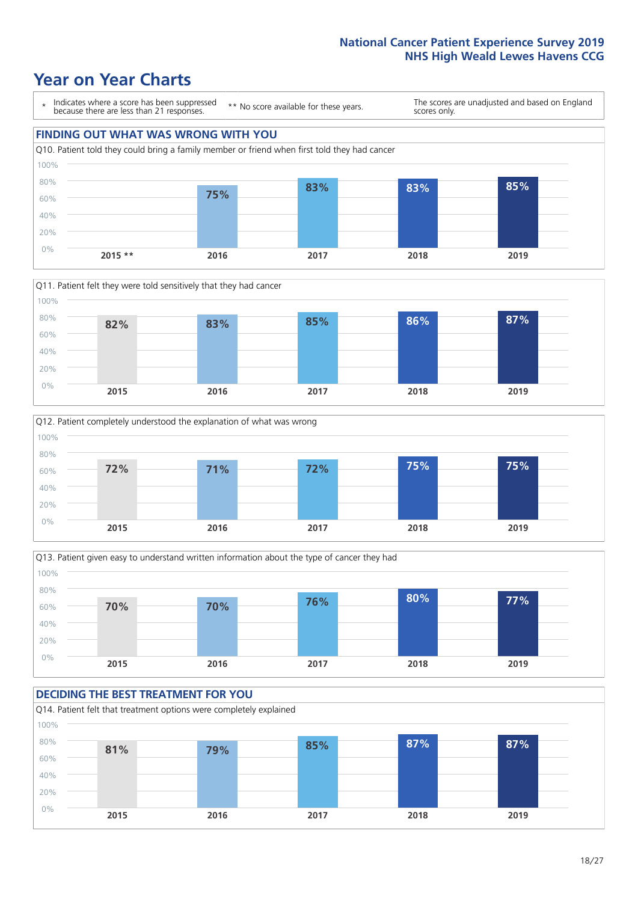# Year on Year Charts

\* Indicates where a score has been suppressed because there are less than 21 responses.

** No score available for these years.

The scores are unadjusted and based on England scores only.

## FINDING OUT WHAT WAS WRONG WITH YOU

Q10. Patient told they could bring a family member or friend when first told they had cancer

| 2015 ** | 2016 | 2017 | 2018 | 2019 |
|---|---|---|---|---|
| | 75% | 83% | 83% | 85% |

Q11. Patient felt they were told sensitively that they had cancer

| 2015 | 2016 | 2017 | 2018 | 2019 |
|---|---|---|---|---|
| 82% | 83% | 85% | 86% | 87% |

Q12. Patient completely understood the explanation of what was wrong

| 2015 | 2016 | 2017 | 2018 | 2019 |
|---|---|---|---|---|
| 72% | 71% | 72% | 75% | 75% |

Q13. Patient given easy to understand written information about the type of cancer they had

| 2015 | 2016 | 2017 | 2018 | 2019 |
|---|---|---|---|---|
| 70% | 70% | 76% | 80% | 77% |

## DECIDING THE BEST TREATMENT FOR YOU

Q14. Patient felt that treatment options were completely explained

| 2015 | 2016 | 2017 | 2018 | 2019 |
|---|---|---|---|---|
| 81% | 79% | 85% | 87% | 87% |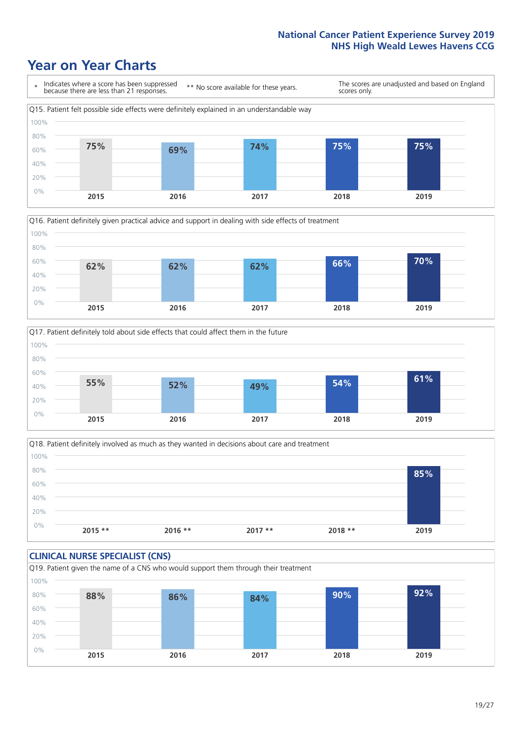# Year on Year Charts

\* Indicates where a score has been suppressed because there are less than 21 responses.

** No score available for these years.

The scores are unadjusted and based on England scores only.

Q15. Patient felt possible side effects were definitely explained in an understandable way

| 2015 | 2016 | 2017 | 2018 | 2019 |
|---|---|---|---|---|
| 75% | 69% | 74% | 75% | 75% |

Q16. Patient definitely given practical advice and support in dealing with side effects of treatment

| 2015 | 2016 | 2017 | 2018 | 2019 |
|---|---|---|---|---|
| 62% | 62% | 62% | 66% | 70% |

Q17. Patient definitely told about side effects that could affect them in the future

| 2015 | 2016 | 2017 | 2018 | 2019 |
|---|---|---|---|---|
| 55% | 52% | 49% | 54% | 61% |

Q18. Patient definitely involved as much as they wanted in decisions about care and treatment

| 2015 ** | 2016 ** | 2017 ** | 2018 ** | 2019 |
|---|---|---|---|---|
| | | | | 85% |

## CLINICAL NURSE SPECIALIST (CNS)

Q19. Patient given the name of a CNS who would support them through their treatment

| 2015 | 2016 | 2017 | 2018 | 2019 |
|---|---|---|---|---|
| 88% | 86% | 84% | 90% | 92% |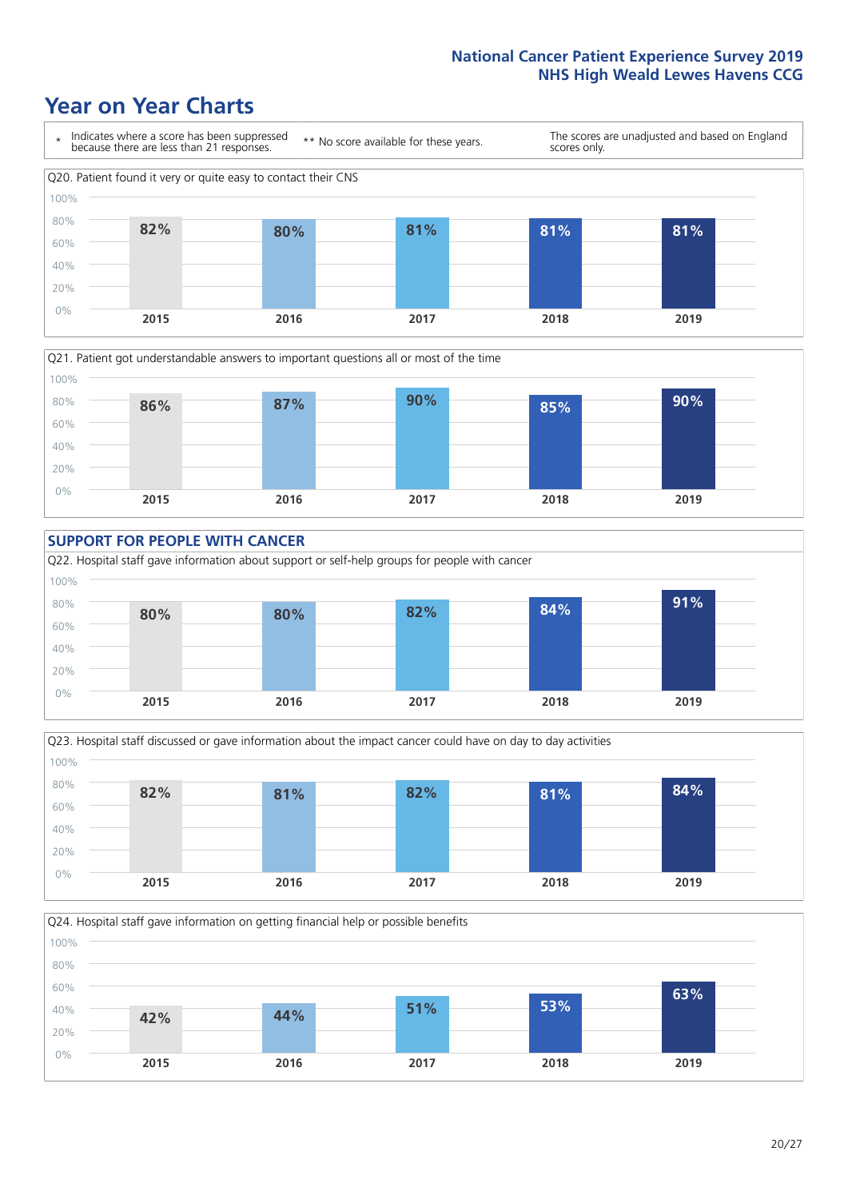# Year on Year Charts

\* Indicates where a score has been suppressed because there are less than 21 responses. ** No score available for these years. The scores are unadjusted and based on England scores only.

Q20. Patient found it very or quite easy to contact their CNS

| 2015 | 2016 | 2017 | 2018 | 2019 |
|---|---|---|---|---|
| 82% | 80% | 81% | 81% | 81% |

Q21. Patient got understandable answers to important questions all or most of the time

| 2015 | 2016 | 2017 | 2018 | 2019 |
|---|---|---|---|---|
| 86% | 87% | 90% | 85% | 90% |

## SUPPORT FOR PEOPLE WITH CANCER

Q22. Hospital staff gave information about support or self-help groups for people with cancer

| 2015 | 2016 | 2017 | 2018 | 2019 |
|---|---|---|---|---|
| 80% | 80% | 82% | 84% | 91% |

Q23. Hospital staff discussed or gave information about the impact cancer could have on day to day activities

| 2015 | 2016 | 2017 | 2018 | 2019 |
|---|---|---|---|---|
| 82% | 81% | 82% | 81% | 84% |

Q24. Hospital staff gave information on getting financial help or possible benefits

| 2015 | 2016 | 2017 | 2018 | 2019 |
|---|---|---|---|---|
| 42% | 44% | 51% | 53% | 63% |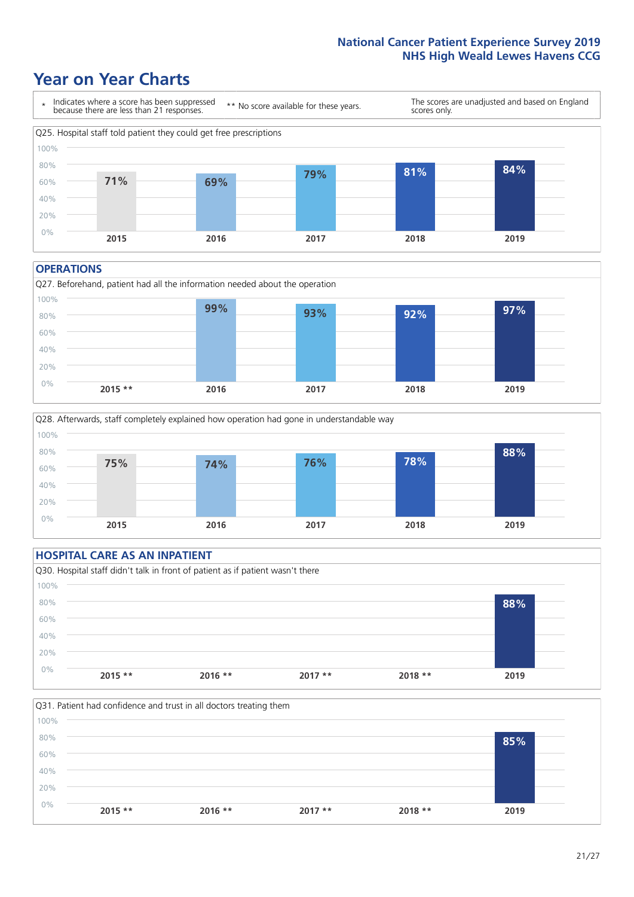# Year on Year Charts

\* Indicates where a score has been suppressed because there are less than 21 responses.

** No score available for these years.

The scores are unadjusted and based on England scores only.

Q25. Hospital staff told patient they could get free prescriptions

| 2015 | 2016 | 2017 | 2018 | 2019 |
|---|---|---|---|---|
| 71% | 69% | 79% | 81% | 84% |

## OPERATIONS

Q27. Beforehand, patient had all the information needed about the operation

| 2015 ** | 2016 | 2017 | 2018 | 2019 |
|---|---|---|---|---|
| | 99% | 93% | 92% | 97% |

Q28. Afterwards, staff completely explained how operation had gone in understandable way

| 2015 | 2016 | 2017 | 2018 | 2019 |
|---|---|---|---|---|
| 75% | 74% | 76% | 78% | 88% |

## HOSPITAL CARE AS AN INPATIENT

Q30. Hospital staff didn't talk in front of patient as if patient wasn't there

| 2015 ** | 2016 ** | 2017 ** | 2018 ** | 2019 |
|---|---|---|---|---|
| | | | | 88% |

Q31. Patient had confidence and trust in all doctors treating them

| 2015 ** | 2016 ** | 2017 ** | 2018 ** | 2019 |
|---|---|---|---|---|
| | | | | 85% |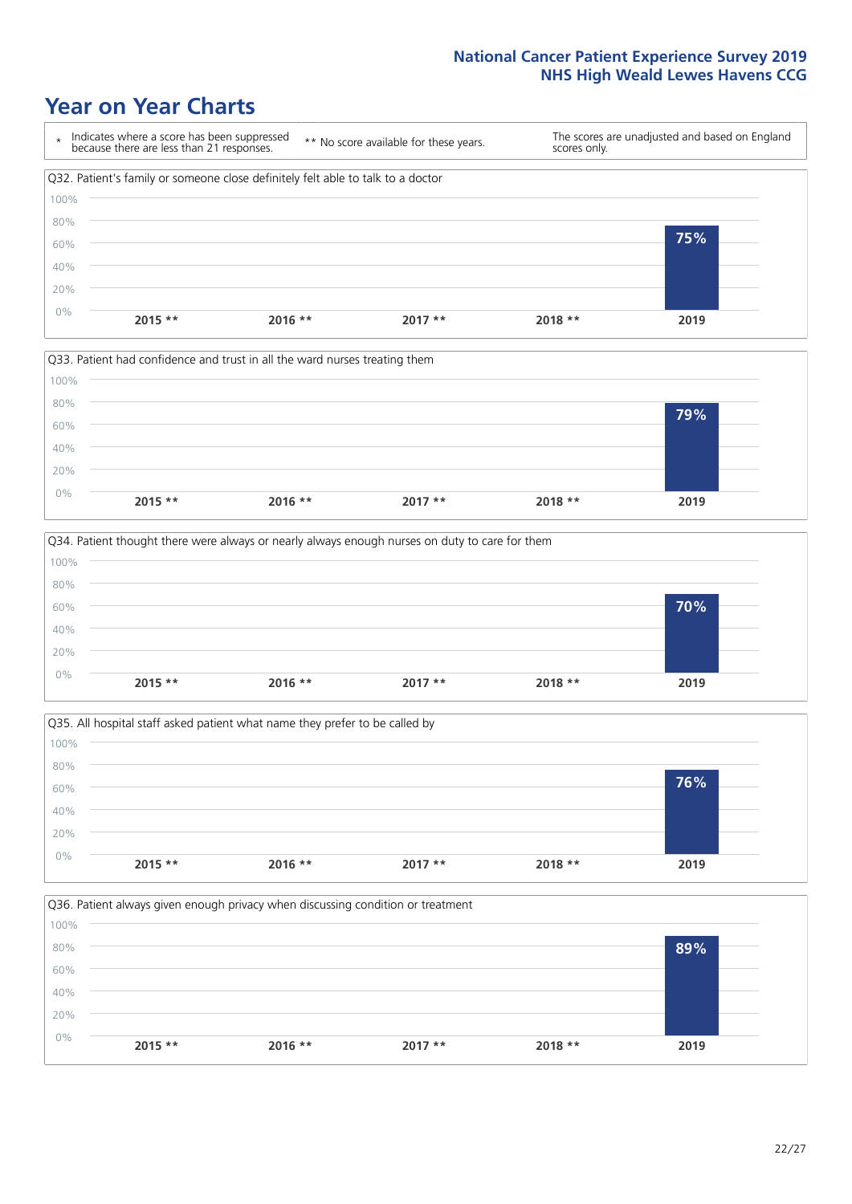# Year on Year Charts

| * Indicates where a score has been suppressed because there are less than 21 responses. | ** No score available for these years. | The scores are unadjusted and based on England scores only. |
|---|---|---|

**Q32. Patient's family or someone close definitely felt able to talk to a doctor**

| 2015 ** | 2016 ** | 2017 ** | 2018 ** | 2019 |
|---|---|---|---|---|
| | | | | 75% |

**Q33. Patient had confidence and trust in all the ward nurses treating them**

| 2015 ** | 2016 ** | 2017 ** | 2018 ** | 2019 |
|---|---|---|---|---|
| | | | | 79% |

**Q34. Patient thought there were always or nearly always enough nurses on duty to care for them**

| 2015 ** | 2016 ** | 2017 ** | 2018 ** | 2019 |
|---|---|---|---|---|
| | | | | 70% |

**Q35. All hospital staff asked patient what name they prefer to be called by**

| 2015 ** | 2016 ** | 2017 ** | 2018 ** | 2019 |
|---|---|---|---|---|
| | | | | 76% |

**Q36. Patient always given enough privacy when discussing condition or treatment**

| 2015 ** | 2016 ** | 2017 ** | 2018 ** | 2019 |
|---|---|---|---|---|
| | | | | 89% |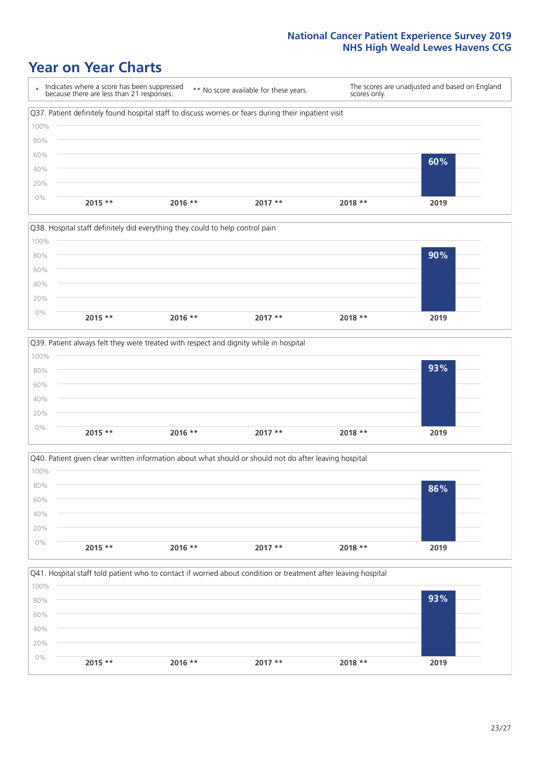# Year on Year Charts

| * | Indicates where a score has been suppressed because there are less than 21 responses. | ** No score available for these years. | The scores are unadjusted and based on England scores only. |
|---|---|---|---|

Q37. Patient definitely found hospital staff to discuss worries or fears during their inpatient visit

| 2015 ** | 2016 ** | 2017 ** | 2018 ** | 2019 |
|---|---|---|---|---|
| | | | | 60% |

Q38. Hospital staff definitely did everything they could to help control pain

| 2015 ** | 2016 ** | 2017 ** | 2018 ** | 2019 |
|---|---|---|---|---|
| | | | | 90% |

Q39. Patient always felt they were treated with respect and dignity while in hospital

| 2015 ** | 2016 ** | 2017 ** | 2018 ** | 2019 |
|---|---|---|---|---|
| | | | | 93% |

Q40. Patient given clear written information about what should or should not do after leaving hospital

| 2015 ** | 2016 ** | 2017 ** | 2018 ** | 2019 |
|---|---|---|---|---|
| | | | | 86% |

Q41. Hospital staff told patient who to contact if worried about condition or treatment after leaving hospital

| 2015 ** | 2016 ** | 2017 ** | 2018 ** | 2019 |
|---|---|---|---|---|
| | | | | 93% |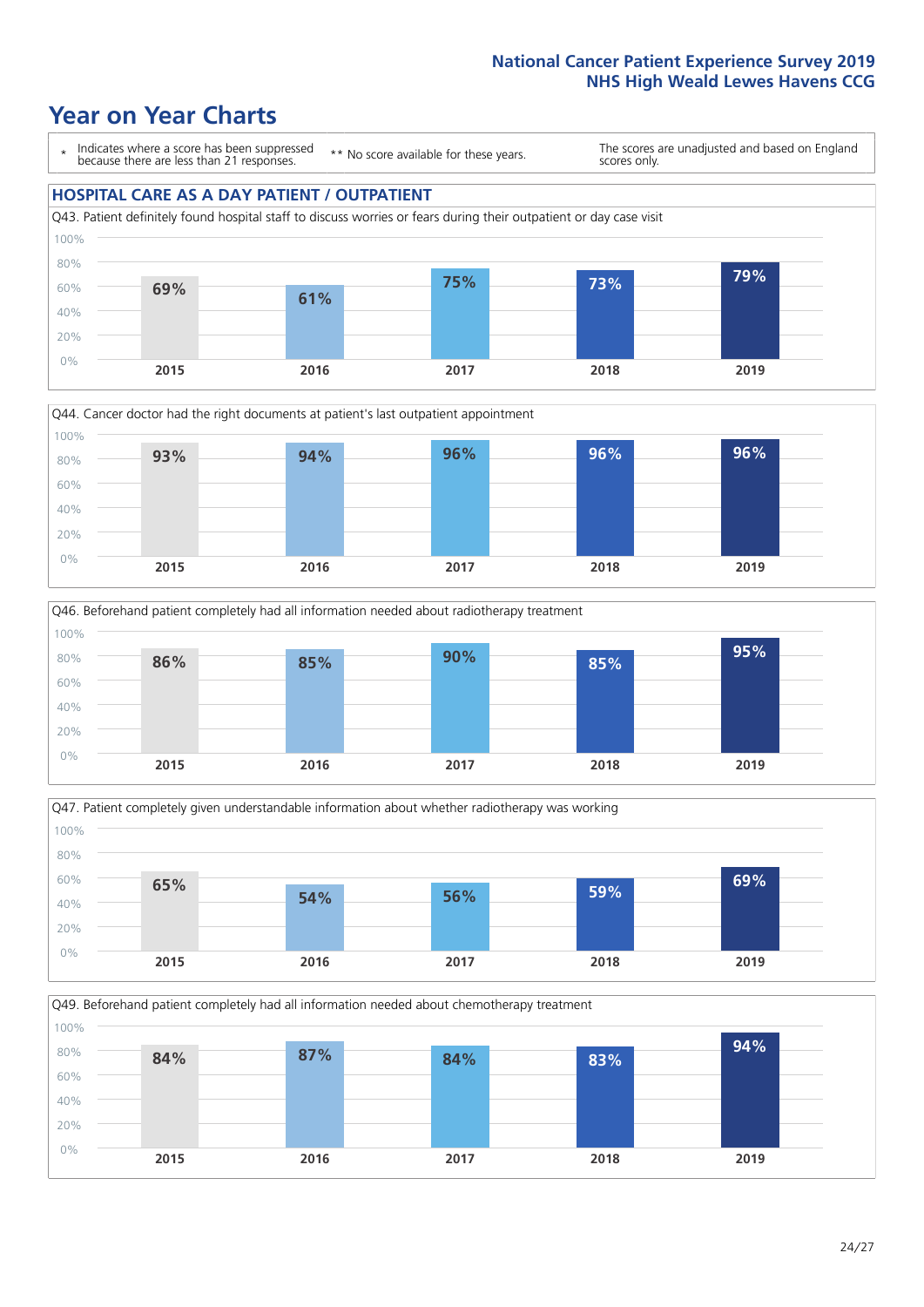# Year on Year Charts

\* Indicates where a score has been suppressed because there are less than 21 responses.

\*\* No score available for these years.

The scores are unadjusted and based on England scores only.

## HOSPITAL CARE AS A DAY PATIENT / OUTPATIENT

Q43. Patient definitely found hospital staff to discuss worries or fears during their outpatient or day case visit

| 2015 | 2016 | 2017 | 2018 | 2019 |
|---|---|---|---|---|
| 69% | 61% | 75% | 73% | 79% |

Q44. Cancer doctor had the right documents at patient's last outpatient appointment

| 2015 | 2016 | 2017 | 2018 | 2019 |
|---|---|---|---|---|
| 93% | 94% | 96% | 96% | 96% |

Q46. Beforehand patient completely had all information needed about radiotherapy treatment

| 2015 | 2016 | 2017 | 2018 | 2019 |
|---|---|---|---|---|
| 86% | 85% | 90% | 85% | 95% |

Q47. Patient completely given understandable information about whether radiotherapy was working

| 2015 | 2016 | 2017 | 2018 | 2019 |
|---|---|---|---|---|
| 65% | 54% | 56% | 59% | 69% |

Q49. Beforehand patient completely had all information needed about chemotherapy treatment

| 2015 | 2016 | 2017 | 2018 | 2019 |
|---|---|---|---|---|
| 84% | 87% | 84% | 83% | 94% |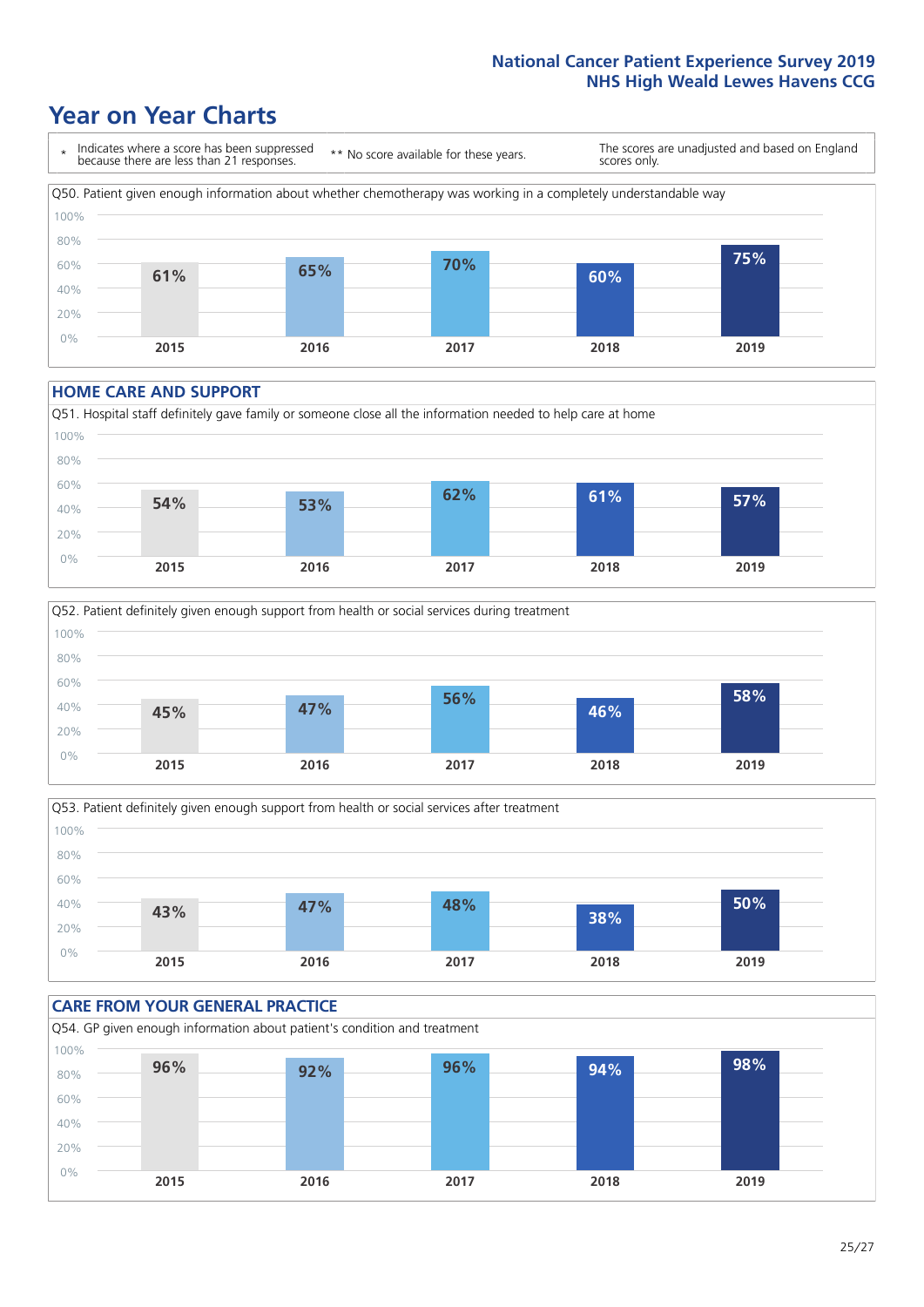# Year on Year Charts

\* Indicates where a score has been suppressed because there are less than 21 responses.

** No score available for these years.

The scores are unadjusted and based on England scores only.

Q50. Patient given enough information about whether chemotherapy was working in a completely understandable way

| 2015 | 2016 | 2017 | 2018 | 2019 |
|---|---|---|---|---|
| 61% | 65% | 70% | 60% | 75% |

## HOME CARE AND SUPPORT

Q51. Hospital staff definitely gave family or someone close all the information needed to help care at home

| 2015 | 2016 | 2017 | 2018 | 2019 |
|---|---|---|---|---|
| 54% | 53% | 62% | 61% | 57% |

Q52. Patient definitely given enough support from health or social services during treatment

| 2015 | 2016 | 2017 | 2018 | 2019 |
|---|---|---|---|---|
| 45% | 47% | 56% | 46% | 58% |

Q53. Patient definitely given enough support from health or social services after treatment

| 2015 | 2016 | 2017 | 2018 | 2019 |
|---|---|---|---|---|
| 43% | 47% | 48% | 38% | 50% |

## CARE FROM YOUR GENERAL PRACTICE

Q54. GP given enough information about patient's condition and treatment

| 2015 | 2016 | 2017 | 2018 | 2019 |
|---|---|---|---|---|
| 96% | 92% | 96% | 94% | 98% |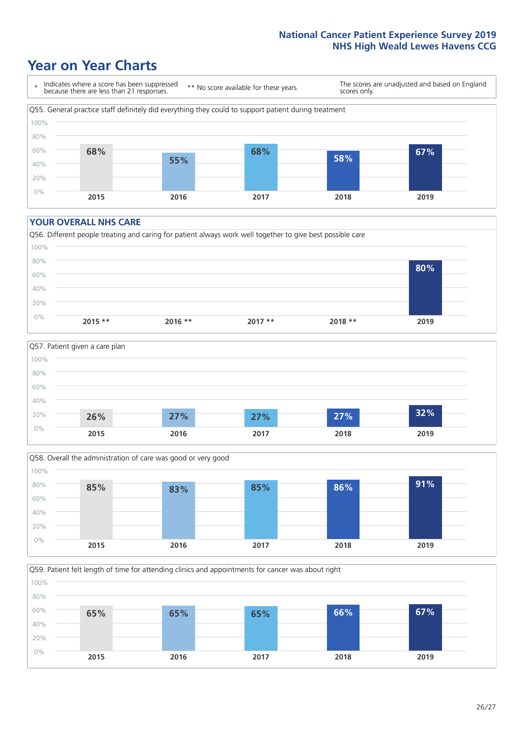# Year on Year Charts

\* Indicates where a score has been suppressed because there are less than 21 responses. ** No score available for these years. The scores are unadjusted and based on England scores only.

Q55. General practice staff definitely did everything they could to support patient during treatment

| 2015 | 2016 | 2017 | 2018 | 2019 |
|---|---|---|---|---|
| 68% | 55% | 68% | 58% | 67% |

## YOUR OVERALL NHS CARE

Q56. Different people treating and caring for patient always work well together to give best possible care

| 2015 ** | 2016 ** | 2017 ** | 2018 ** | 2019 |
|---|---|---|---|---|
| | | | | 80% |

Q57. Patient given a care plan

| 2015 | 2016 | 2017 | 2018 | 2019 |
|---|---|---|---|---|
| 26% | 27% | 27% | 27% | 32% |

Q58. Overall the administration of care was good or very good

| 2015 | 2016 | 2017 | 2018 | 2019 |
|---|---|---|---|---|
| 85% | 83% | 85% | 86% | 91% |

Q59. Patient felt length of time for attending clinics and appointments for cancer was about right

| 2015 | 2016 | 2017 | 2018 | 2019 |
|---|---|---|---|---|
| 65% | 65% | 65% | 66% | 67% |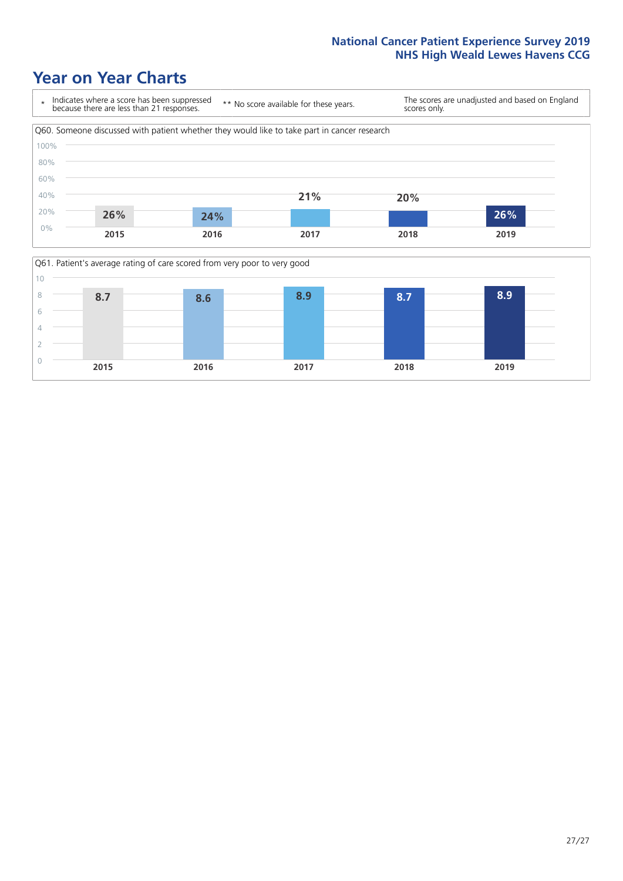# Year on Year Charts

\* Indicates where a score has been suppressed because there are less than 21 responses.

** No score available for these years.

The scores are unadjusted and based on England scores only.

Q60. Someone discussed with patient whether they would like to take part in cancer research

100%
80%
60%
40%
20%
0%

26%
24%
21%
20%
26%

2015
2016
2017
2018
2019

Q61. Patient's average rating of care scored from very poor to very good

10
8
6
4
2
0

8.7
8.6
8.9
8.7
8.9

2015
2016
2017
2018
2019